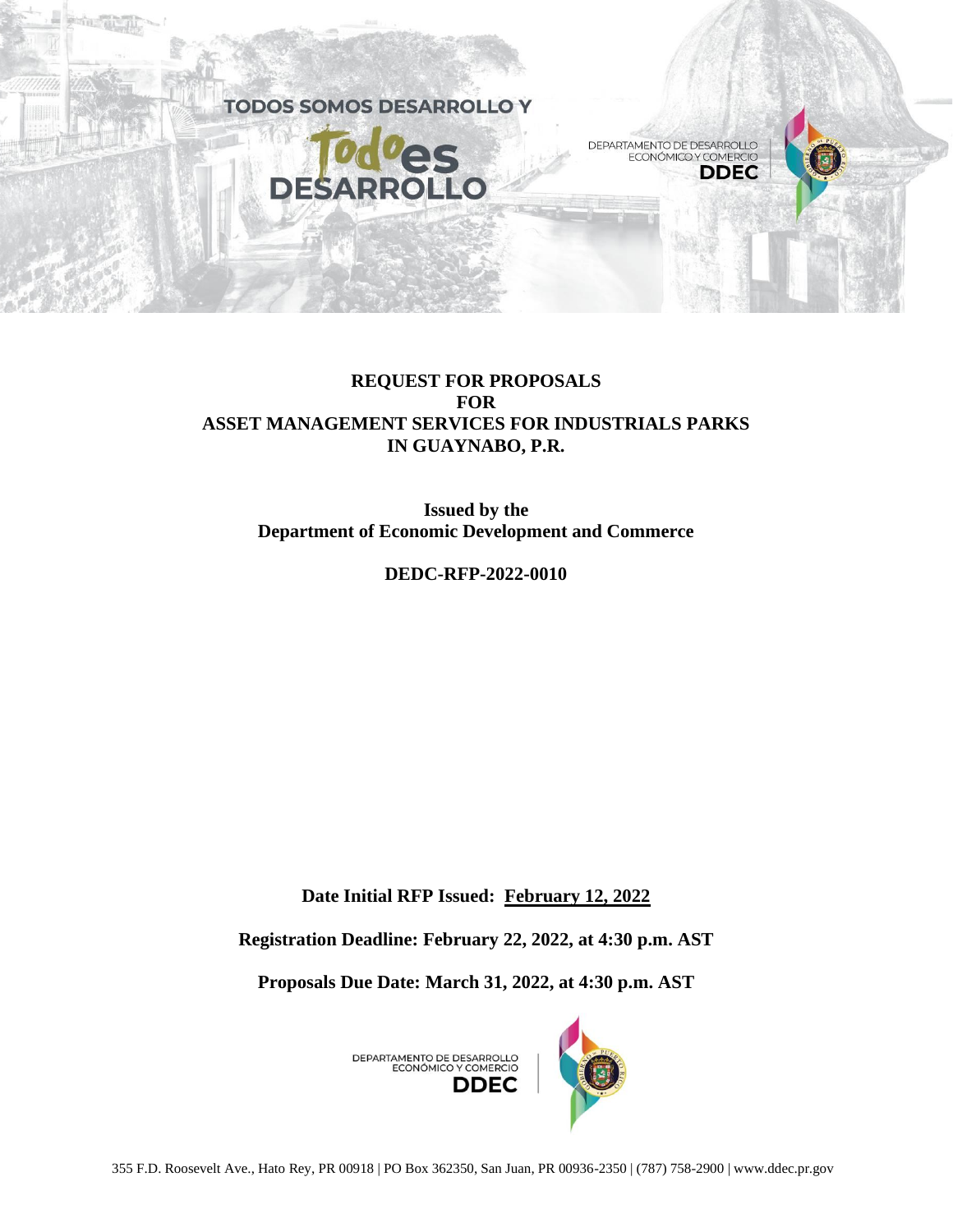TODOS SOMOS DESARROLLO Y

Todo es DESARROLLO

DEPARTAMENTO DE DESARROLLO ECONÓMICO Y COMERCIO

DDEC

**REQUEST FOR PROPOSALS**
**FOR**
**ASSET MANAGEMENT SERVICES FOR INDUSTRIALS PARKS**
**IN GUAYNABO, P.R.**

**Issued by the**
**Department of Economic Development and Commerce**

**DEDC-RFP-2022-0010**

**Date Initial RFP Issued: February 12, 2022**

**Registration Deadline: February 22, 2022, at 4:30 p.m. AST**

**Proposals Due Date: March 31, 2022, at 4:30 p.m. AST**

DEPARTAMENTO DE DESARROLLO ECONÓMICO Y COMERCIO

DDEC

355 F.D. Roosevelt Ave., Hato Rey, PR 00918 | PO Box 362350, San Juan, PR 00936-2350 | (787) 758-2900 | www.ddec.pr.gov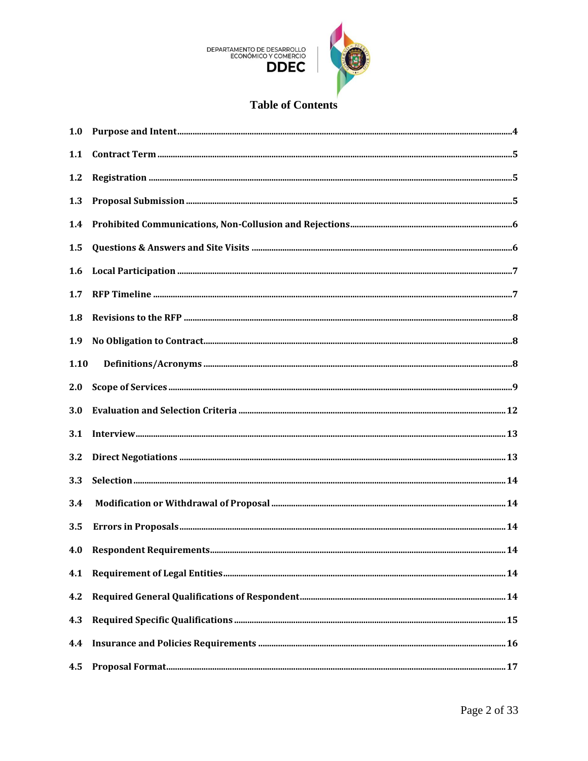# Table of Contents

1.0 Purpose and Intent ........ 4

1.1 Contract Term ........ 5

1.2 Registration ........ 5

1.3 Proposal Submission ........ 5

1.4 Prohibited Communications, Non-Collusion and Rejections ........ 6

1.5 Questions & Answers and Site Visits ........ 6

1.6 Local Participation ........ 7

1.7 RFP Timeline ........ 7

1.8 Revisions to the RFP ........ 8

1.9 No Obligation to Contract ........ 8

1.10 Definitions/Acronyms ........ 8

2.0 Scope of Services ........ 9

3.0 Evaluation and Selection Criteria ........ 12

3.1 Interview ........ 13

3.2 Direct Negotiations ........ 13

3.3 Selection ........ 14

3.4 Modification or Withdrawal of Proposal ........ 14

3.5 Errors in Proposals ........ 14

4.0 Respondent Requirements ........ 14

4.1 Requirement of Legal Entities ........ 14

4.2 Required General Qualifications of Respondent ........ 14

4.3 Required Specific Qualifications ........ 15

4.4 Insurance and Policies Requirements ........ 16

4.5 Proposal Format ........ 17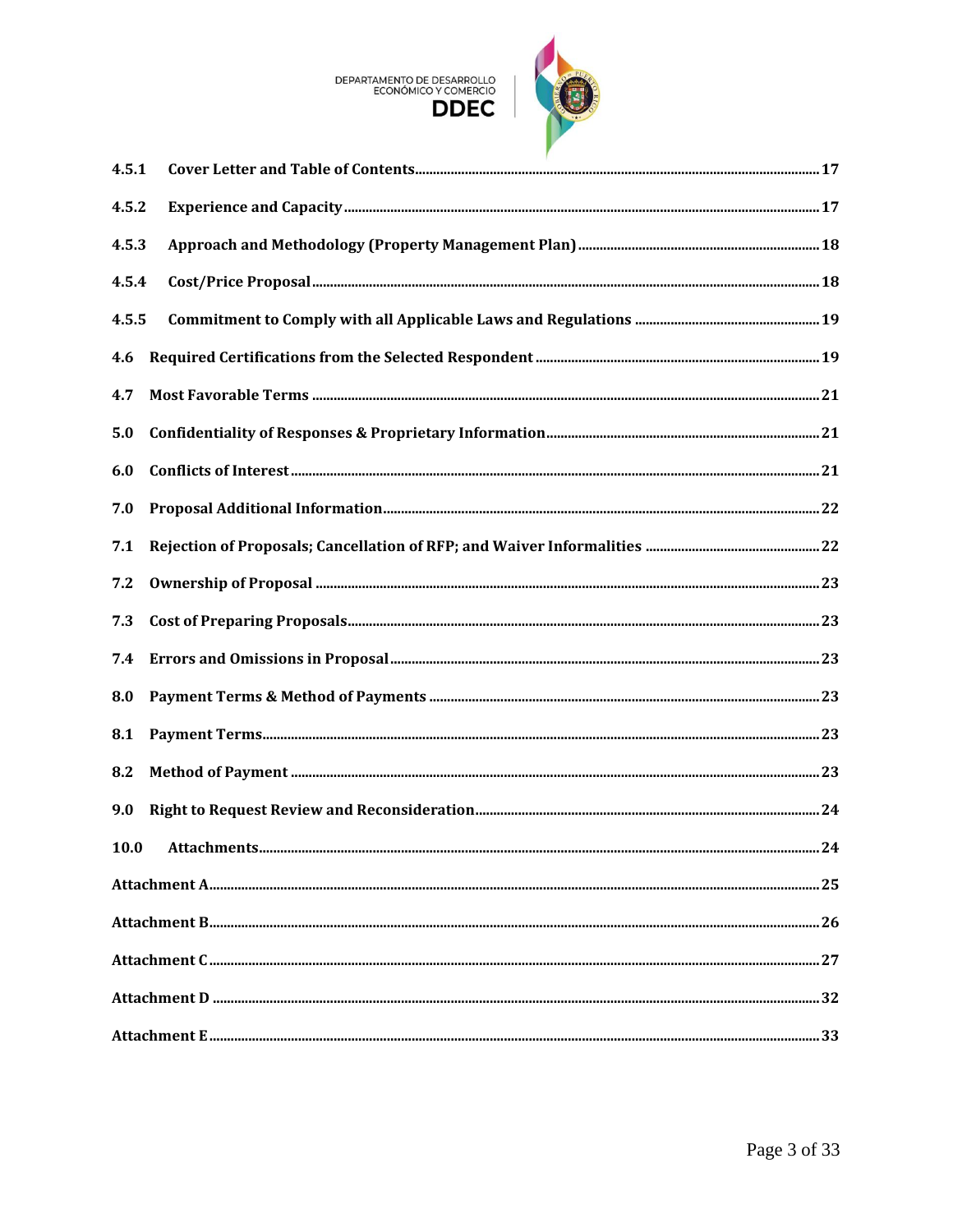| | | |
|---|---|---|
| 4.5.1 | Cover Letter and Table of Contents | 17 |
| 4.5.2 | Experience and Capacity | 17 |
| 4.5.3 | Approach and Methodology (Property Management Plan) | 18 |
| 4.5.4 | Cost/Price Proposal | 18 |
| 4.5.5 | Commitment to Comply with all Applicable Laws and Regulations | 19 |
| 4.6 | Required Certifications from the Selected Respondent | 19 |
| 4.7 | Most Favorable Terms | 21 |
| 5.0 | Confidentiality of Responses & Proprietary Information | 21 |
| 6.0 | Conflicts of Interest | 21 |
| 7.0 | Proposal Additional Information | 22 |
| 7.1 | Rejection of Proposals; Cancellation of RFP; and Waiver Informalities | 22 |
| 7.2 | Ownership of Proposal | 23 |
| 7.3 | Cost of Preparing Proposals | 23 |
| 7.4 | Errors and Omissions in Proposal | 23 |
| 8.0 | Payment Terms & Method of Payments | 23 |
| 8.1 | Payment Terms | 23 |
| 8.2 | Method of Payment | 23 |
| 9.0 | Right to Request Review and Reconsideration | 24 |
| 10.0 | Attachments | 24 |
| Attachment A | | 25 |
| Attachment B | | 26 |
| Attachment C | | 27 |
| Attachment D | | 32 |
| Attachment E | | 33 |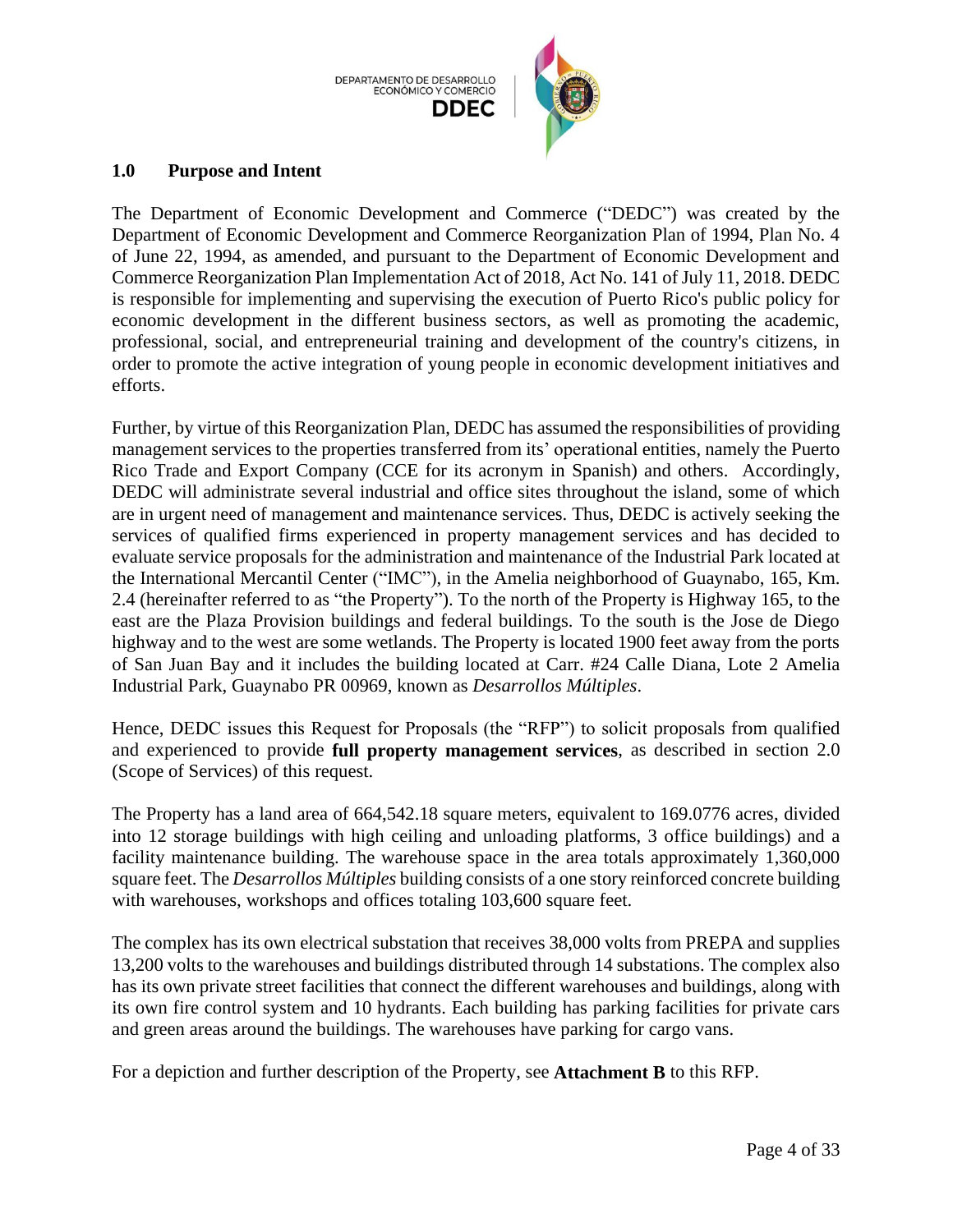## 1.0 Purpose and Intent

The Department of Economic Development and Commerce ("DEDC") was created by the Department of Economic Development and Commerce Reorganization Plan of 1994, Plan No. 4 of June 22, 1994, as amended, and pursuant to the Department of Economic Development and Commerce Reorganization Plan Implementation Act of 2018, Act No. 141 of July 11, 2018. DEDC is responsible for implementing and supervising the execution of Puerto Rico's public policy for economic development in the different business sectors, as well as promoting the academic, professional, social, and entrepreneurial training and development of the country's citizens, in order to promote the active integration of young people in economic development initiatives and efforts.

Further, by virtue of this Reorganization Plan, DEDC has assumed the responsibilities of providing management services to the properties transferred from its' operational entities, namely the Puerto Rico Trade and Export Company (CCE for its acronym in Spanish) and others. Accordingly, DEDC will administrate several industrial and office sites throughout the island, some of which are in urgent need of management and maintenance services. Thus, DEDC is actively seeking the services of qualified firms experienced in property management services and has decided to evaluate service proposals for the administration and maintenance of the Industrial Park located at the International Mercantil Center ("IMC"), in the Amelia neighborhood of Guaynabo, 165, Km. 2.4 (hereinafter referred to as "the Property"). To the north of the Property is Highway 165, to the east are the Plaza Provision buildings and federal buildings. To the south is the Jose de Diego highway and to the west are some wetlands. The Property is located 1900 feet away from the ports of San Juan Bay and it includes the building located at Carr. #24 Calle Diana, Lote 2 Amelia Industrial Park, Guaynabo PR 00969, known as *Desarrollos Múltiples*.

Hence, DEDC issues this Request for Proposals (the "RFP") to solicit proposals from qualified and experienced to provide **full property management services**, as described in section 2.0 (Scope of Services) of this request.

The Property has a land area of 664,542.18 square meters, equivalent to 169.0776 acres, divided into 12 storage buildings with high ceiling and unloading platforms, 3 office buildings) and a facility maintenance building. The warehouse space in the area totals approximately 1,360,000 square feet. The *Desarrollos Múltiples* building consists of a one story reinforced concrete building with warehouses, workshops and offices totaling 103,600 square feet.

The complex has its own electrical substation that receives 38,000 volts from PREPA and supplies 13,200 volts to the warehouses and buildings distributed through 14 substations. The complex also has its own private street facilities that connect the different warehouses and buildings, along with its own fire control system and 10 hydrants. Each building has parking facilities for private cars and green areas around the buildings. The warehouses have parking for cargo vans.

For a depiction and further description of the Property, see **Attachment B** to this RFP.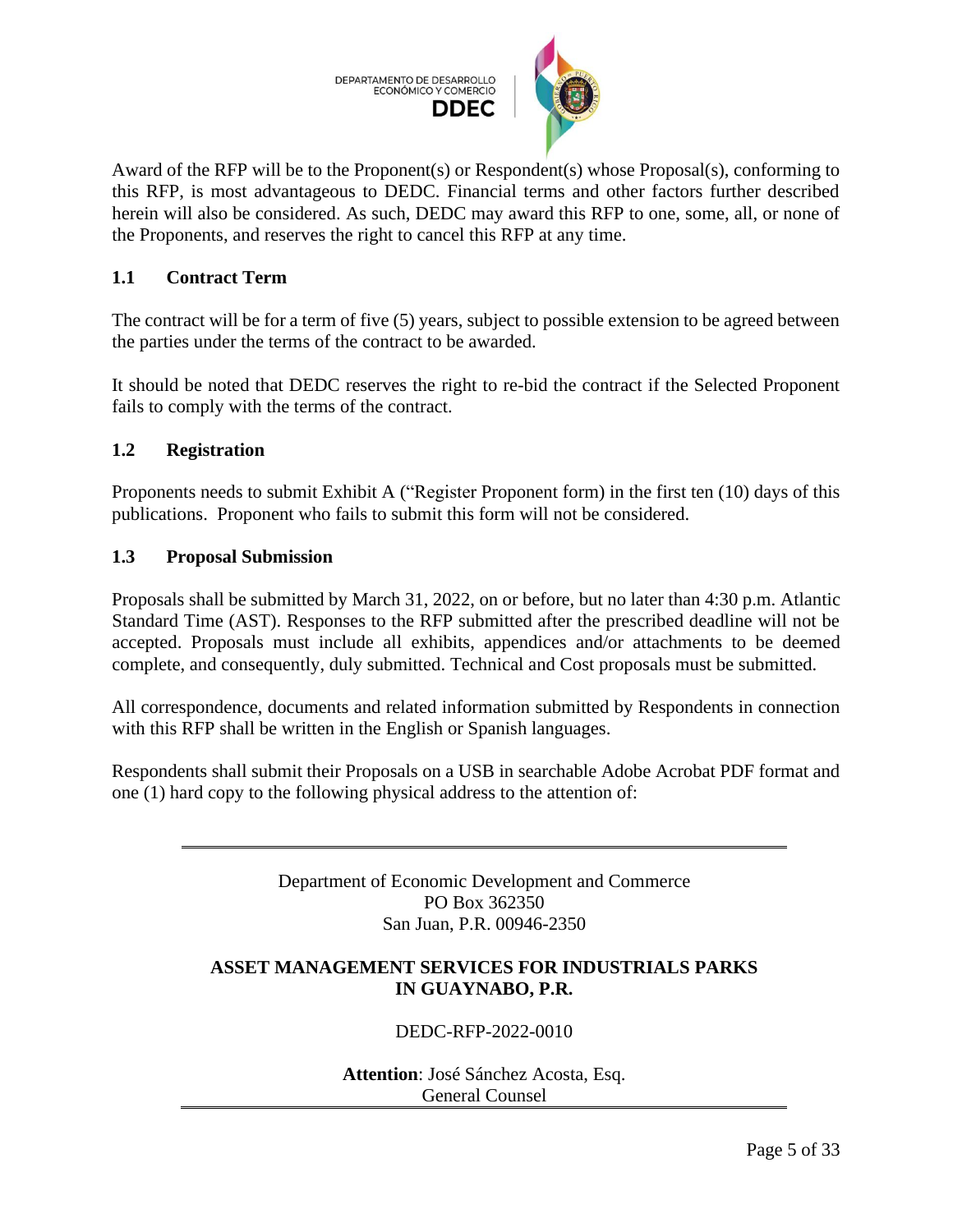Award of the RFP will be to the Proponent(s) or Respondent(s) whose Proposal(s), conforming to this RFP, is most advantageous to DEDC. Financial terms and other factors further described herein will also be considered. As such, DEDC may award this RFP to one, some, all, or none of the Proponents, and reserves the right to cancel this RFP at any time.

### 1.1 Contract Term

The contract will be for a term of five (5) years, subject to possible extension to be agreed between the parties under the terms of the contract to be awarded.

It should be noted that DEDC reserves the right to re-bid the contract if the Selected Proponent fails to comply with the terms of the contract.

### 1.2 Registration

Proponents needs to submit Exhibit A ("Register Proponent form) in the first ten (10) days of this publications. Proponent who fails to submit this form will not be considered.

### 1.3 Proposal Submission

Proposals shall be submitted by March 31, 2022, on or before, but no later than 4:30 p.m. Atlantic Standard Time (AST). Responses to the RFP submitted after the prescribed deadline will not be accepted. Proposals must include all exhibits, appendices and/or attachments to be deemed complete, and consequently, duly submitted. Technical and Cost proposals must be submitted.

All correspondence, documents and related information submitted by Respondents in connection with this RFP shall be written in the English or Spanish languages.

Respondents shall submit their Proposals on a USB in searchable Adobe Acrobat PDF format and one (1) hard copy to the following physical address to the attention of:

Department of Economic Development and Commerce
PO Box 362350
San Juan, P.R. 00946-2350

**ASSET MANAGEMENT SERVICES FOR INDUSTRIALS PARKS IN GUAYNABO, P.R.**

DEDC-RFP-2022-0010

**Attention**: José Sánchez Acosta, Esq.
General Counsel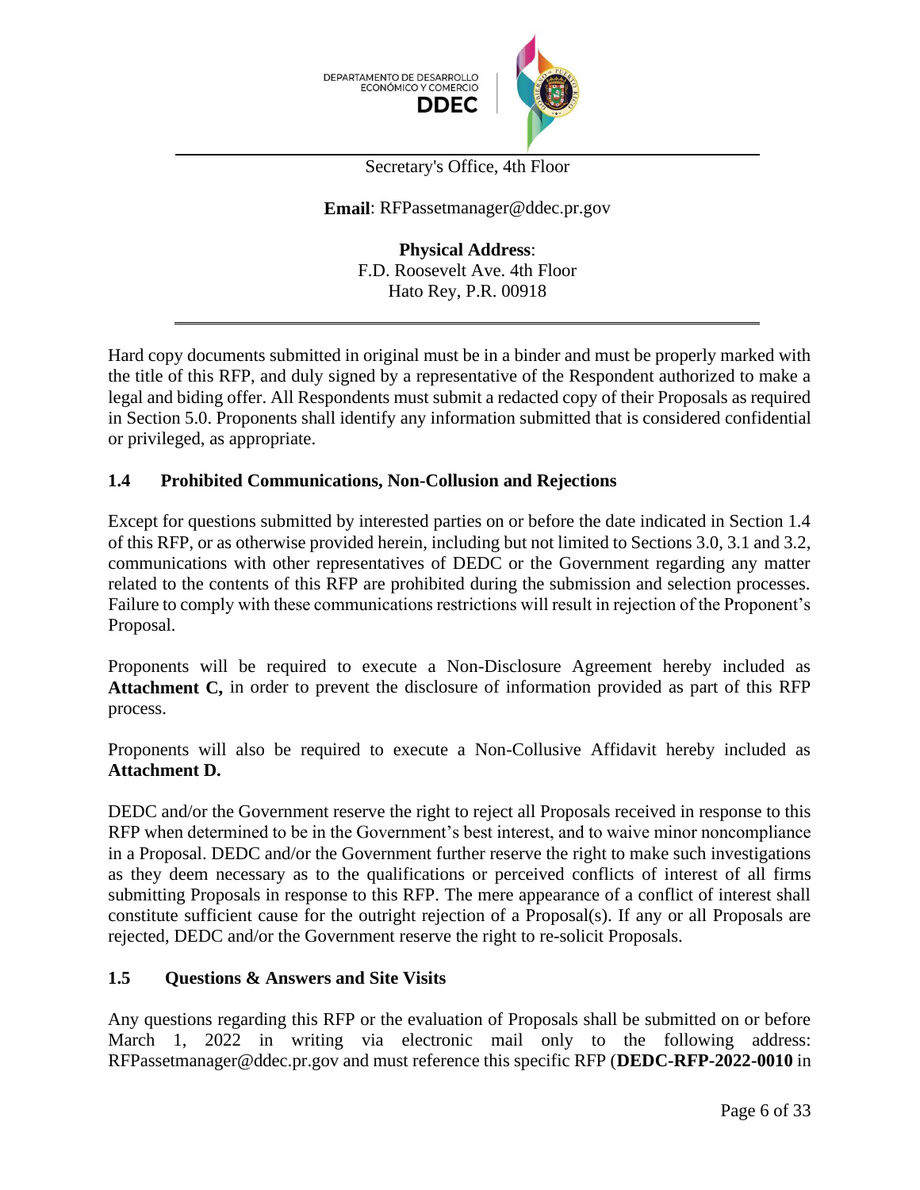Secretary's Office, 4th Floor

**Email**: RFPassetmanager@ddec.pr.gov

**Physical Address**:
F.D. Roosevelt Ave. 4th Floor
Hato Rey, P.R. 00918

---

Hard copy documents submitted in original must be in a binder and must be properly marked with the title of this RFP, and duly signed by a representative of the Respondent authorized to make a legal and biding offer. All Respondents must submit a redacted copy of their Proposals as required in Section 5.0. Proponents shall identify any information submitted that is considered confidential or privileged, as appropriate.

### 1.4 Prohibited Communications, Non-Collusion and Rejections

Except for questions submitted by interested parties on or before the date indicated in Section 1.4 of this RFP, or as otherwise provided herein, including but not limited to Sections 3.0, 3.1 and 3.2, communications with other representatives of DEDC or the Government regarding any matter related to the contents of this RFP are prohibited during the submission and selection processes. Failure to comply with these communications restrictions will result in rejection of the Proponent's Proposal.

Proponents will be required to execute a Non-Disclosure Agreement hereby included as **Attachment C,** in order to prevent the disclosure of information provided as part of this RFP process.

Proponents will also be required to execute a Non-Collusive Affidavit hereby included as **Attachment D.**

DEDC and/or the Government reserve the right to reject all Proposals received in response to this RFP when determined to be in the Government's best interest, and to waive minor noncompliance in a Proposal. DEDC and/or the Government further reserve the right to make such investigations as they deem necessary as to the qualifications or perceived conflicts of interest of all firms submitting Proposals in response to this RFP. The mere appearance of a conflict of interest shall constitute sufficient cause for the outright rejection of a Proposal(s). If any or all Proposals are rejected, DEDC and/or the Government reserve the right to re-solicit Proposals.

### 1.5 Questions & Answers and Site Visits

Any questions regarding this RFP or the evaluation of Proposals shall be submitted on or before March 1, 2022 in writing via electronic mail only to the following address: RFPassetmanager@ddec.pr.gov and must reference this specific RFP (**DEDC-RFP-2022-0010** in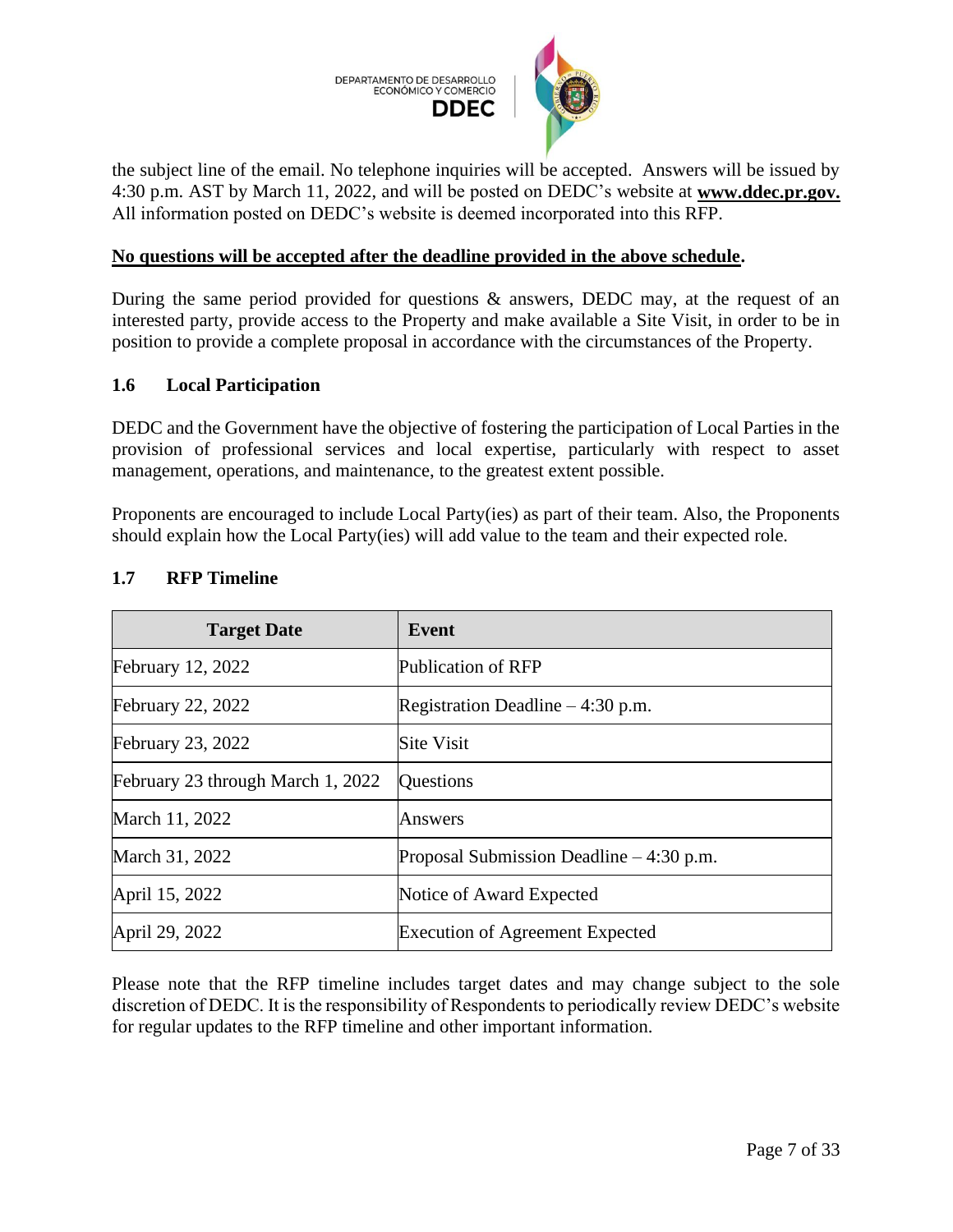the subject line of the email. No telephone inquiries will be accepted. Answers will be issued by 4:30 p.m. AST by March 11, 2022, and will be posted on DEDC's website at **www.ddec.pr.gov.** All information posted on DEDC's website is deemed incorporated into this RFP.

**No questions will be accepted after the deadline provided in the above schedule.**

During the same period provided for questions & answers, DEDC may, at the request of an interested party, provide access to the Property and make available a Site Visit, in order to be in position to provide a complete proposal in accordance with the circumstances of the Property.

### 1.6 Local Participation

DEDC and the Government have the objective of fostering the participation of Local Parties in the provision of professional services and local expertise, particularly with respect to asset management, operations, and maintenance, to the greatest extent possible.

Proponents are encouraged to include Local Party(ies) as part of their team. Also, the Proponents should explain how the Local Party(ies) will add value to the team and their expected role.

### 1.7 RFP Timeline

| Target Date | Event |
|---|---|
| February 12, 2022 | Publication of RFP |
| February 22, 2022 | Registration Deadline – 4:30 p.m. |
| February 23, 2022 | Site Visit |
| February 23 through March 1, 2022 | Questions |
| March 11, 2022 | Answers |
| March 31, 2022 | Proposal Submission Deadline – 4:30 p.m. |
| April 15, 2022 | Notice of Award Expected |
| April 29, 2022 | Execution of Agreement Expected |

Please note that the RFP timeline includes target dates and may change subject to the sole discretion of DEDC. It is the responsibility of Respondents to periodically review DEDC's website for regular updates to the RFP timeline and other important information.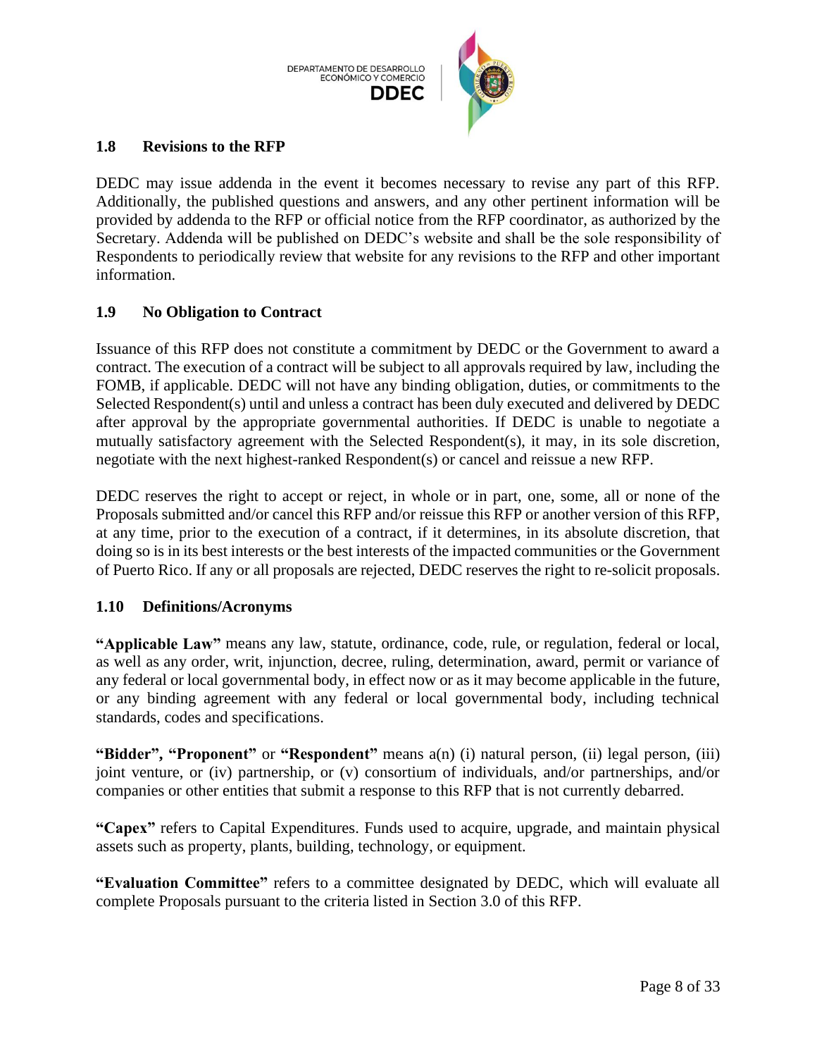### 1.8 Revisions to the RFP

DEDC may issue addenda in the event it becomes necessary to revise any part of this RFP. Additionally, the published questions and answers, and any other pertinent information will be provided by addenda to the RFP or official notice from the RFP coordinator, as authorized by the Secretary. Addenda will be published on DEDC's website and shall be the sole responsibility of Respondents to periodically review that website for any revisions to the RFP and other important information.

### 1.9 No Obligation to Contract

Issuance of this RFP does not constitute a commitment by DEDC or the Government to award a contract. The execution of a contract will be subject to all approvals required by law, including the FOMB, if applicable. DEDC will not have any binding obligation, duties, or commitments to the Selected Respondent(s) until and unless a contract has been duly executed and delivered by DEDC after approval by the appropriate governmental authorities. If DEDC is unable to negotiate a mutually satisfactory agreement with the Selected Respondent(s), it may, in its sole discretion, negotiate with the next highest-ranked Respondent(s) or cancel and reissue a new RFP.

DEDC reserves the right to accept or reject, in whole or in part, one, some, all or none of the Proposals submitted and/or cancel this RFP and/or reissue this RFP or another version of this RFP, at any time, prior to the execution of a contract, if it determines, in its absolute discretion, that doing so is in its best interests or the best interests of the impacted communities or the Government of Puerto Rico. If any or all proposals are rejected, DEDC reserves the right to re-solicit proposals.

### 1.10 Definitions/Acronyms

**"Applicable Law"** means any law, statute, ordinance, code, rule, or regulation, federal or local, as well as any order, writ, injunction, decree, ruling, determination, award, permit or variance of any federal or local governmental body, in effect now or as it may become applicable in the future, or any binding agreement with any federal or local governmental body, including technical standards, codes and specifications.

**"Bidder", "Proponent"** or **"Respondent"** means a(n) (i) natural person, (ii) legal person, (iii) joint venture, or (iv) partnership, or (v) consortium of individuals, and/or partnerships, and/or companies or other entities that submit a response to this RFP that is not currently debarred.

**"Capex"** refers to Capital Expenditures. Funds used to acquire, upgrade, and maintain physical assets such as property, plants, building, technology, or equipment.

**"Evaluation Committee"** refers to a committee designated by DEDC, which will evaluate all complete Proposals pursuant to the criteria listed in Section 3.0 of this RFP.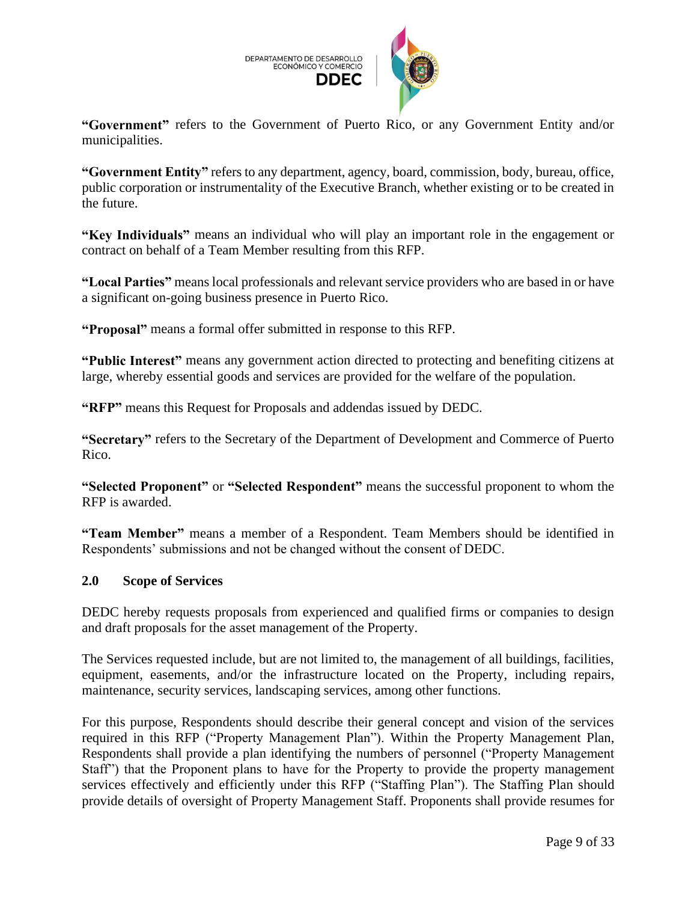**"Government"** refers to the Government of Puerto Rico, or any Government Entity and/or municipalities.

**"Government Entity"** refers to any department, agency, board, commission, body, bureau, office, public corporation or instrumentality of the Executive Branch, whether existing or to be created in the future.

**"Key Individuals"** means an individual who will play an important role in the engagement or contract on behalf of a Team Member resulting from this RFP.

**"Local Parties"** means local professionals and relevant service providers who are based in or have a significant on-going business presence in Puerto Rico.

**"Proposal"** means a formal offer submitted in response to this RFP.

**"Public Interest"** means any government action directed to protecting and benefiting citizens at large, whereby essential goods and services are provided for the welfare of the population.

**"RFP"** means this Request for Proposals and addendas issued by DEDC.

**"Secretary"** refers to the Secretary of the Department of Development and Commerce of Puerto Rico.

**"Selected Proponent"** or **"Selected Respondent"** means the successful proponent to whom the RFP is awarded.

**"Team Member"** means a member of a Respondent. Team Members should be identified in Respondents' submissions and not be changed without the consent of DEDC.

## 2.0 Scope of Services

DEDC hereby requests proposals from experienced and qualified firms or companies to design and draft proposals for the asset management of the Property.

The Services requested include, but are not limited to, the management of all buildings, facilities, equipment, easements, and/or the infrastructure located on the Property, including repairs, maintenance, security services, landscaping services, among other functions.

For this purpose, Respondents should describe their general concept and vision of the services required in this RFP ("Property Management Plan"). Within the Property Management Plan, Respondents shall provide a plan identifying the numbers of personnel ("Property Management Staff") that the Proponent plans to have for the Property to provide the property management services effectively and efficiently under this RFP ("Staffing Plan"). The Staffing Plan should provide details of oversight of Property Management Staff. Proponents shall provide resumes for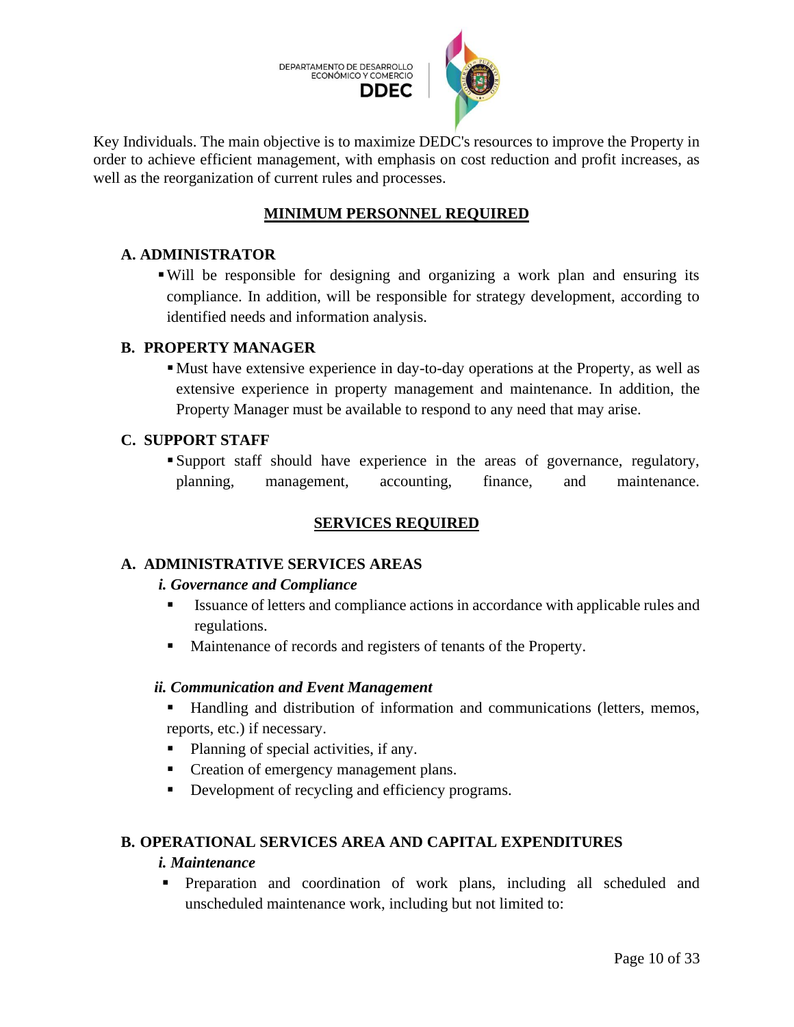Key Individuals. The main objective is to maximize DEDC's resources to improve the Property in order to achieve efficient management, with emphasis on cost reduction and profit increases, as well as the reorganization of current rules and processes.

## MINIMUM PERSONNEL REQUIRED

### A. ADMINISTRATOR

- Will be responsible for designing and organizing a work plan and ensuring its compliance. In addition, will be responsible for strategy development, according to identified needs and information analysis.

### B. PROPERTY MANAGER

- Must have extensive experience in day-to-day operations at the Property, as well as extensive experience in property management and maintenance. In addition, the Property Manager must be available to respond to any need that may arise.

### C. SUPPORT STAFF

- Support staff should have experience in the areas of governance, regulatory, planning, management, accounting, finance, and maintenance.

## SERVICES REQUIRED

### A. ADMINISTRATIVE SERVICES AREAS

#### *i. Governance and Compliance*

- Issuance of letters and compliance actions in accordance with applicable rules and regulations.
- Maintenance of records and registers of tenants of the Property.

#### *ii. Communication and Event Management*

- Handling and distribution of information and communications (letters, memos, reports, etc.) if necessary.
- Planning of special activities, if any.
- Creation of emergency management plans.
- Development of recycling and efficiency programs.

### B. OPERATIONAL SERVICES AREA AND CAPITAL EXPENDITURES

#### *i. Maintenance*

- Preparation and coordination of work plans, including all scheduled and unscheduled maintenance work, including but not limited to: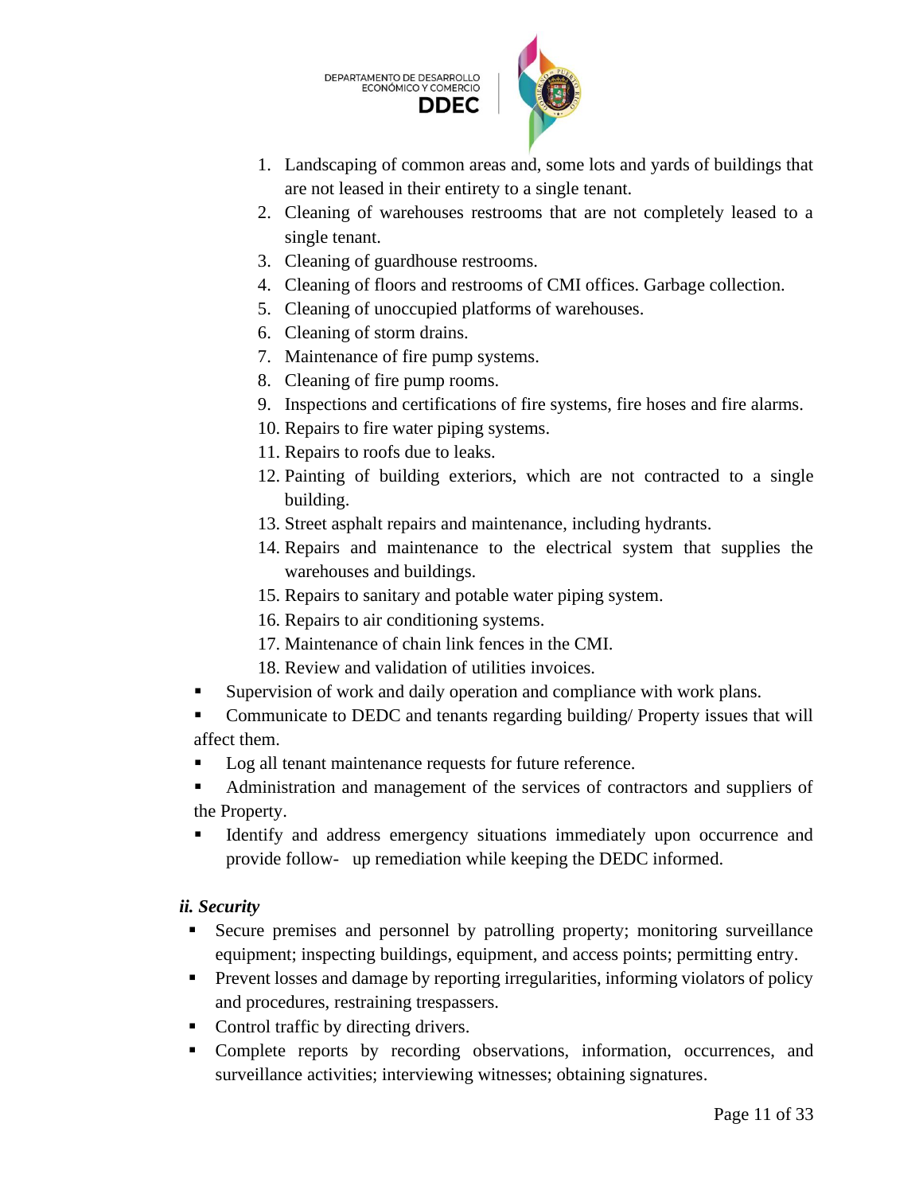1. Landscaping of common areas and, some lots and yards of buildings that are not leased in their entirety to a single tenant.
2. Cleaning of warehouses restrooms that are not completely leased to a single tenant.
3. Cleaning of guardhouse restrooms.
4. Cleaning of floors and restrooms of CMI offices. Garbage collection.
5. Cleaning of unoccupied platforms of warehouses.
6. Cleaning of storm drains.
7. Maintenance of fire pump systems.
8. Cleaning of fire pump rooms.
9. Inspections and certifications of fire systems, fire hoses and fire alarms.
10. Repairs to fire water piping systems.
11. Repairs to roofs due to leaks.
12. Painting of building exteriors, which are not contracted to a single building.
13. Street asphalt repairs and maintenance, including hydrants.
14. Repairs and maintenance to the electrical system that supplies the warehouses and buildings.
15. Repairs to sanitary and potable water piping system.
16. Repairs to air conditioning systems.
17. Maintenance of chain link fences in the CMI.
18. Review and validation of utilities invoices.

- Supervision of work and daily operation and compliance with work plans.
- Communicate to DEDC and tenants regarding building/ Property issues that will affect them.
- Log all tenant maintenance requests for future reference.
- Administration and management of the services of contractors and suppliers of the Property.
- Identify and address emergency situations immediately upon occurrence and provide follow- up remediation while keeping the DEDC informed.

***ii. Security***

- Secure premises and personnel by patrolling property; monitoring surveillance equipment; inspecting buildings, equipment, and access points; permitting entry.
- Prevent losses and damage by reporting irregularities, informing violators of policy and procedures, restraining trespassers.
- Control traffic by directing drivers.
- Complete reports by recording observations, information, occurrences, and surveillance activities; interviewing witnesses; obtaining signatures.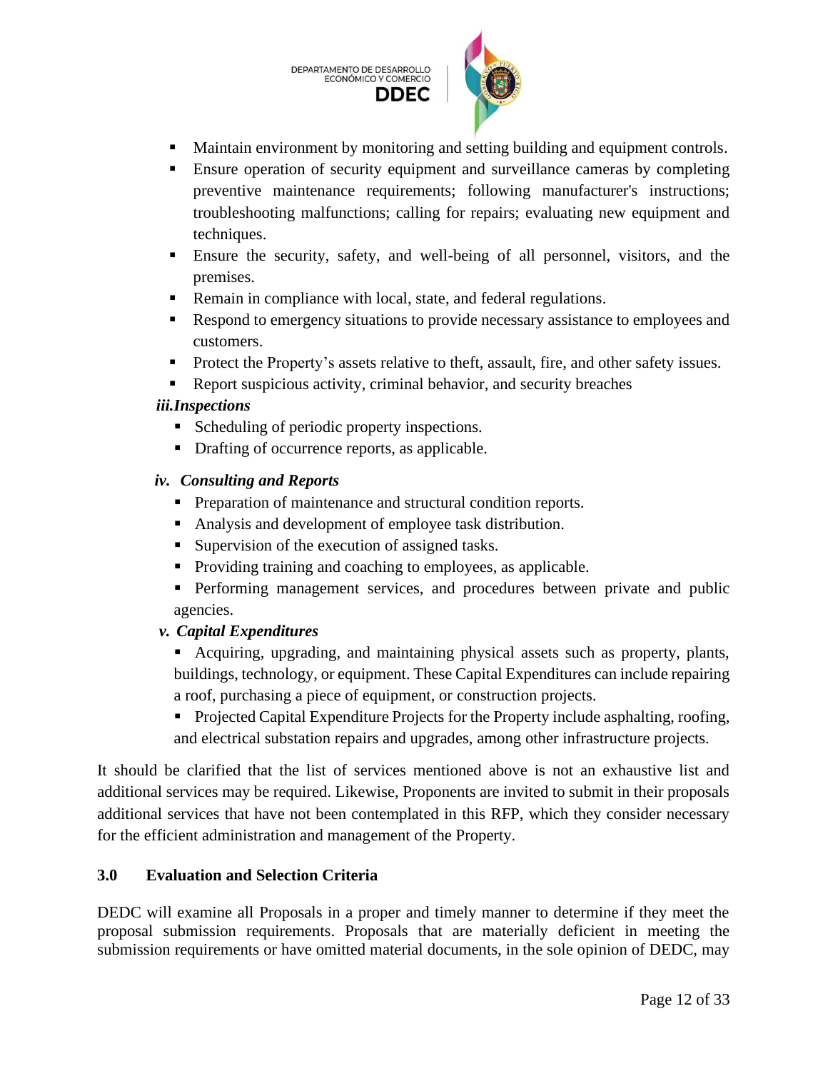- Maintain environment by monitoring and setting building and equipment controls.
- Ensure operation of security equipment and surveillance cameras by completing preventive maintenance requirements; following manufacturer's instructions; troubleshooting malfunctions; calling for repairs; evaluating new equipment and techniques.
- Ensure the security, safety, and well-being of all personnel, visitors, and the premises.
- Remain in compliance with local, state, and federal regulations.
- Respond to emergency situations to provide necessary assistance to employees and customers.
- Protect the Property's assets relative to theft, assault, fire, and other safety issues.
- Report suspicious activity, criminal behavior, and security breaches

***iii. Inspections***

- Scheduling of periodic property inspections.
- Drafting of occurrence reports, as applicable.

***iv. Consulting and Reports***

- Preparation of maintenance and structural condition reports.
- Analysis and development of employee task distribution.
- Supervision of the execution of assigned tasks.
- Providing training and coaching to employees, as applicable.
- Performing management services, and procedures between private and public agencies.

***v. Capital Expenditures***

- Acquiring, upgrading, and maintaining physical assets such as property, plants, buildings, technology, or equipment. These Capital Expenditures can include repairing a roof, purchasing a piece of equipment, or construction projects.
- Projected Capital Expenditure Projects for the Property include asphalting, roofing, and electrical substation repairs and upgrades, among other infrastructure projects.

It should be clarified that the list of services mentioned above is not an exhaustive list and additional services may be required. Likewise, Proponents are invited to submit in their proposals additional services that have not been contemplated in this RFP, which they consider necessary for the efficient administration and management of the Property.

## 3.0 Evaluation and Selection Criteria

DEDC will examine all Proposals in a proper and timely manner to determine if they meet the proposal submission requirements. Proposals that are materially deficient in meeting the submission requirements or have omitted material documents, in the sole opinion of DEDC, may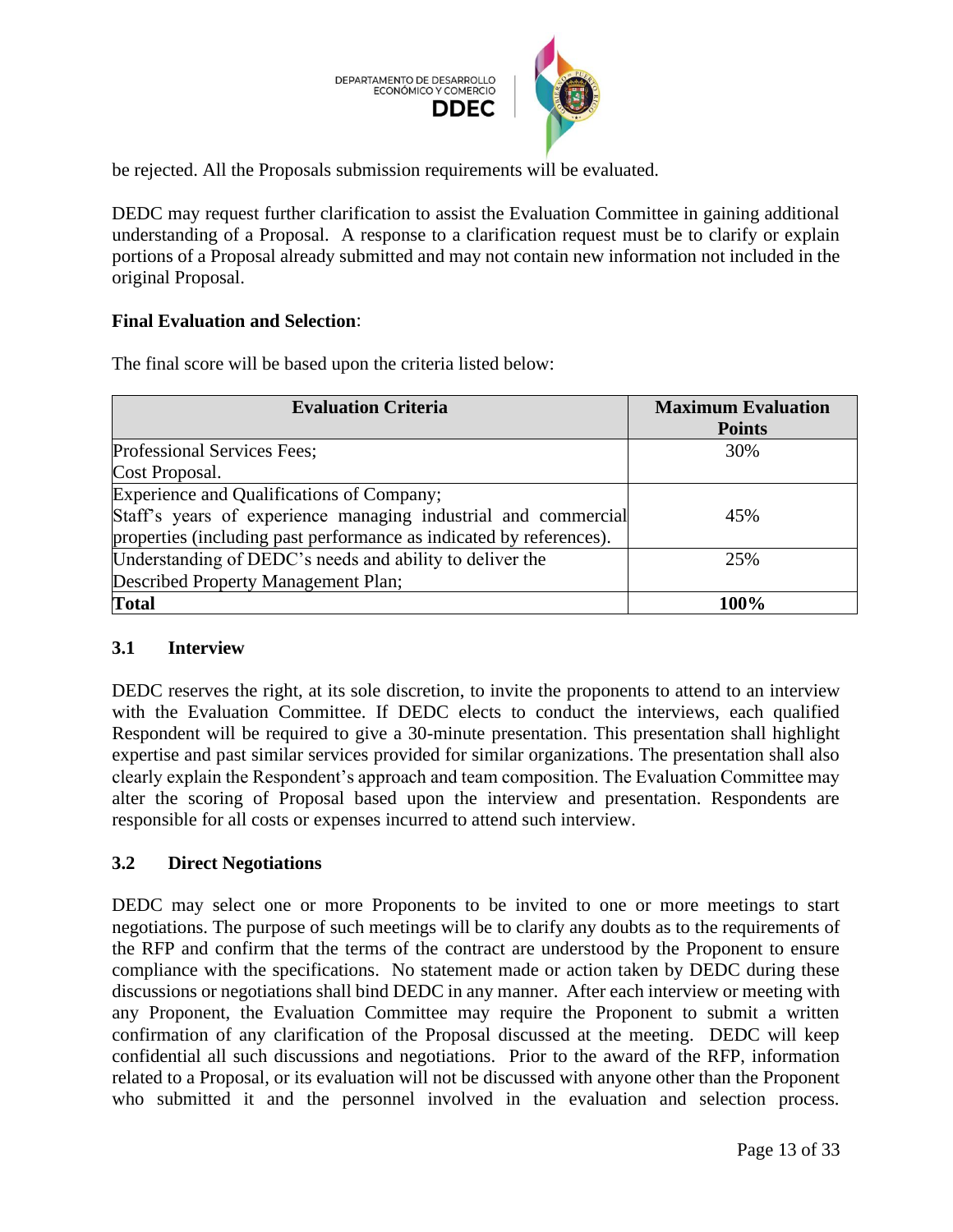be rejected. All the Proposals submission requirements will be evaluated.

DEDC may request further clarification to assist the Evaluation Committee in gaining additional understanding of a Proposal. A response to a clarification request must be to clarify or explain portions of a Proposal already submitted and may not contain new information not included in the original Proposal.

**Final Evaluation and Selection**:

The final score will be based upon the criteria listed below:

| Evaluation Criteria | Maximum Evaluation Points |
|---|---|
| Professional Services Fees;<br>Cost Proposal. | 30% |
| Experience and Qualifications of Company;<br>Staff's years of experience managing industrial and commercial properties (including past performance as indicated by references). | 45% |
| Understanding of DEDC's needs and ability to deliver the Described Property Management Plan; | 25% |
| **Total** | **100%** |

### 3.1 Interview

DEDC reserves the right, at its sole discretion, to invite the proponents to attend to an interview with the Evaluation Committee. If DEDC elects to conduct the interviews, each qualified Respondent will be required to give a 30-minute presentation. This presentation shall highlight expertise and past similar services provided for similar organizations. The presentation shall also clearly explain the Respondent's approach and team composition. The Evaluation Committee may alter the scoring of Proposal based upon the interview and presentation. Respondents are responsible for all costs or expenses incurred to attend such interview.

### 3.2 Direct Negotiations

DEDC may select one or more Proponents to be invited to one or more meetings to start negotiations. The purpose of such meetings will be to clarify any doubts as to the requirements of the RFP and confirm that the terms of the contract are understood by the Proponent to ensure compliance with the specifications. No statement made or action taken by DEDC during these discussions or negotiations shall bind DEDC in any manner. After each interview or meeting with any Proponent, the Evaluation Committee may require the Proponent to submit a written confirmation of any clarification of the Proposal discussed at the meeting. DEDC will keep confidential all such discussions and negotiations. Prior to the award of the RFP, information related to a Proposal, or its evaluation will not be discussed with anyone other than the Proponent who submitted it and the personnel involved in the evaluation and selection process.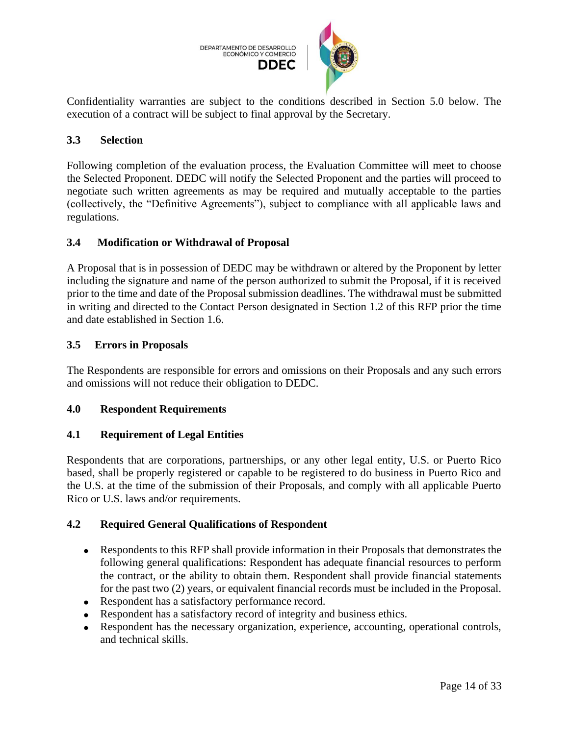Confidentiality warranties are subject to the conditions described in Section 5.0 below. The execution of a contract will be subject to final approval by the Secretary.

### 3.3 Selection

Following completion of the evaluation process, the Evaluation Committee will meet to choose the Selected Proponent. DEDC will notify the Selected Proponent and the parties will proceed to negotiate such written agreements as may be required and mutually acceptable to the parties (collectively, the "Definitive Agreements"), subject to compliance with all applicable laws and regulations.

### 3.4 Modification or Withdrawal of Proposal

A Proposal that is in possession of DEDC may be withdrawn or altered by the Proponent by letter including the signature and name of the person authorized to submit the Proposal, if it is received prior to the time and date of the Proposal submission deadlines. The withdrawal must be submitted in writing and directed to the Contact Person designated in Section 1.2 of this RFP prior the time and date established in Section 1.6.

### 3.5 Errors in Proposals

The Respondents are responsible for errors and omissions on their Proposals and any such errors and omissions will not reduce their obligation to DEDC.

## 4.0 Respondent Requirements

### 4.1 Requirement of Legal Entities

Respondents that are corporations, partnerships, or any other legal entity, U.S. or Puerto Rico based, shall be properly registered or capable to be registered to do business in Puerto Rico and the U.S. at the time of the submission of their Proposals, and comply with all applicable Puerto Rico or U.S. laws and/or requirements.

### 4.2 Required General Qualifications of Respondent

- Respondents to this RFP shall provide information in their Proposals that demonstrates the following general qualifications: Respondent has adequate financial resources to perform the contract, or the ability to obtain them. Respondent shall provide financial statements for the past two (2) years, or equivalent financial records must be included in the Proposal.
- Respondent has a satisfactory performance record.
- Respondent has a satisfactory record of integrity and business ethics.
- Respondent has the necessary organization, experience, accounting, operational controls, and technical skills.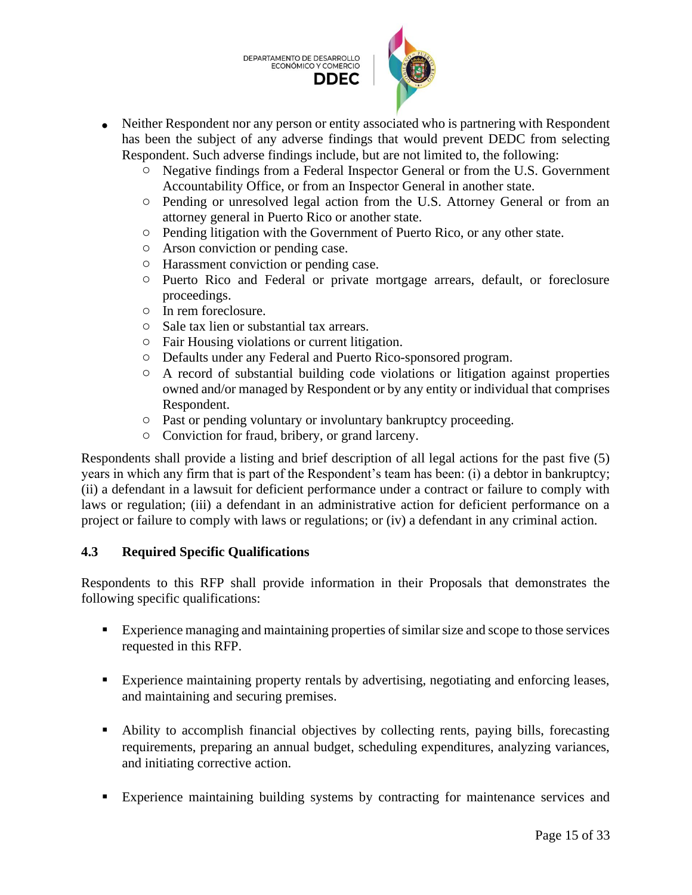- Neither Respondent nor any person or entity associated who is partnering with Respondent has been the subject of any adverse findings that would prevent DEDC from selecting Respondent. Such adverse findings include, but are not limited to, the following:
  - Negative findings from a Federal Inspector General or from the U.S. Government Accountability Office, or from an Inspector General in another state.
  - Pending or unresolved legal action from the U.S. Attorney General or from an attorney general in Puerto Rico or another state.
  - Pending litigation with the Government of Puerto Rico, or any other state.
  - Arson conviction or pending case.
  - Harassment conviction or pending case.
  - Puerto Rico and Federal or private mortgage arrears, default, or foreclosure proceedings.
  - In rem foreclosure.
  - Sale tax lien or substantial tax arrears.
  - Fair Housing violations or current litigation.
  - Defaults under any Federal and Puerto Rico-sponsored program.
  - A record of substantial building code violations or litigation against properties owned and/or managed by Respondent or by any entity or individual that comprises Respondent.
  - Past or pending voluntary or involuntary bankruptcy proceeding.
  - Conviction for fraud, bribery, or grand larceny.

Respondents shall provide a listing and brief description of all legal actions for the past five (5) years in which any firm that is part of the Respondent's team has been: (i) a debtor in bankruptcy; (ii) a defendant in a lawsuit for deficient performance under a contract or failure to comply with laws or regulation; (iii) a defendant in an administrative action for deficient performance on a project or failure to comply with laws or regulations; or (iv) a defendant in any criminal action.

### 4.3 Required Specific Qualifications

Respondents to this RFP shall provide information in their Proposals that demonstrates the following specific qualifications:

- Experience managing and maintaining properties of similar size and scope to those services requested in this RFP.
- Experience maintaining property rentals by advertising, negotiating and enforcing leases, and maintaining and securing premises.
- Ability to accomplish financial objectives by collecting rents, paying bills, forecasting requirements, preparing an annual budget, scheduling expenditures, analyzing variances, and initiating corrective action.
- Experience maintaining building systems by contracting for maintenance services and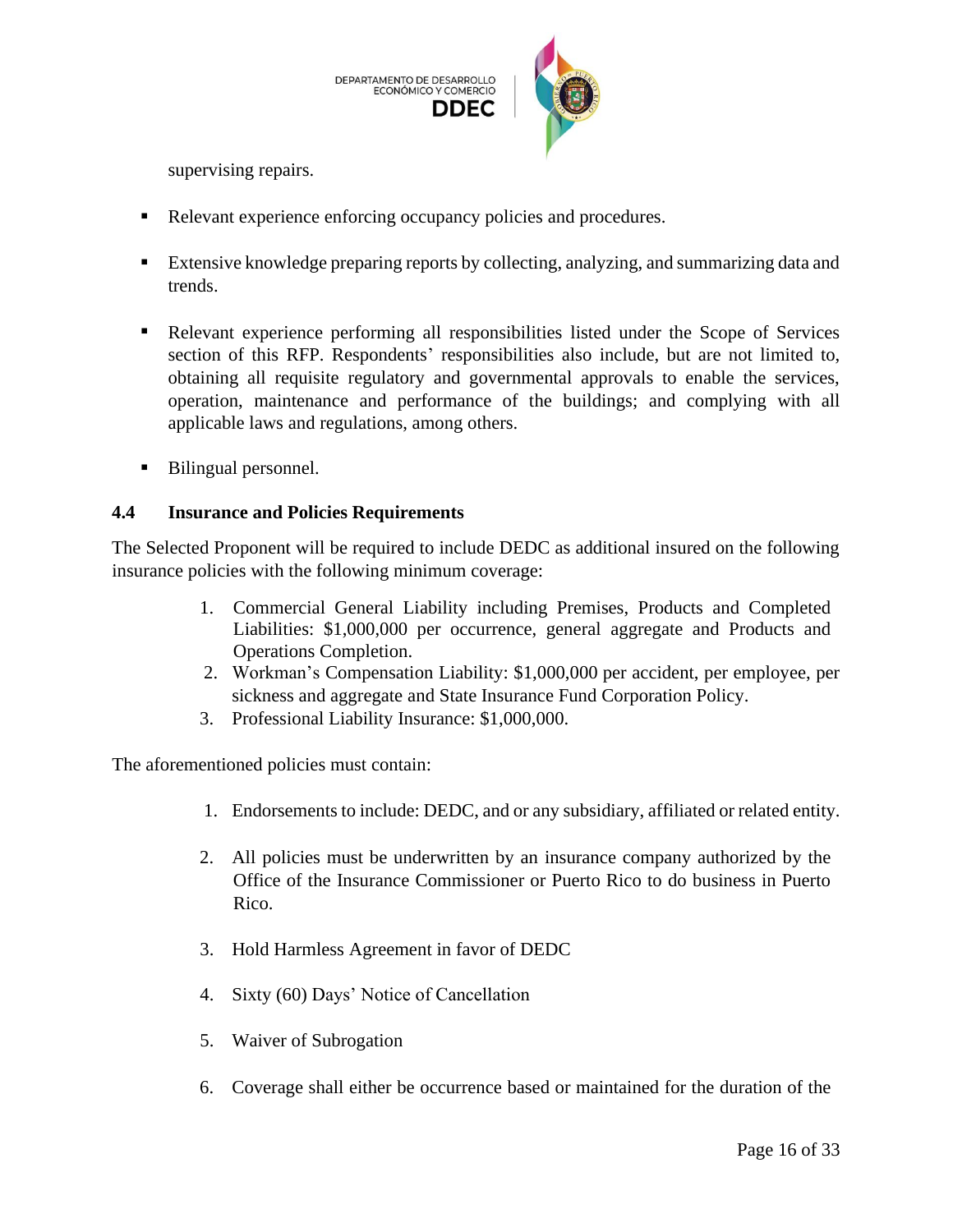supervising repairs.

- Relevant experience enforcing occupancy policies and procedures.

- Extensive knowledge preparing reports by collecting, analyzing, and summarizing data and trends.

- Relevant experience performing all responsibilities listed under the Scope of Services section of this RFP. Respondents' responsibilities also include, but are not limited to, obtaining all requisite regulatory and governmental approvals to enable the services, operation, maintenance and performance of the buildings; and complying with all applicable laws and regulations, among others.

- Bilingual personnel.

### 4.4 Insurance and Policies Requirements

The Selected Proponent will be required to include DEDC as additional insured on the following insurance policies with the following minimum coverage:

1. Commercial General Liability including Premises, Products and Completed Liabilities: $1,000,000 per occurrence, general aggregate and Products and Operations Completion.
2. Workman's Compensation Liability: $1,000,000 per accident, per employee, per sickness and aggregate and State Insurance Fund Corporation Policy.
3. Professional Liability Insurance: $1,000,000.

The aforementioned policies must contain:

1. Endorsements to include: DEDC, and or any subsidiary, affiliated or related entity.

2. All policies must be underwritten by an insurance company authorized by the Office of the Insurance Commissioner or Puerto Rico to do business in Puerto Rico.

3. Hold Harmless Agreement in favor of DEDC

4. Sixty (60) Days' Notice of Cancellation

5. Waiver of Subrogation

6. Coverage shall either be occurrence based or maintained for the duration of the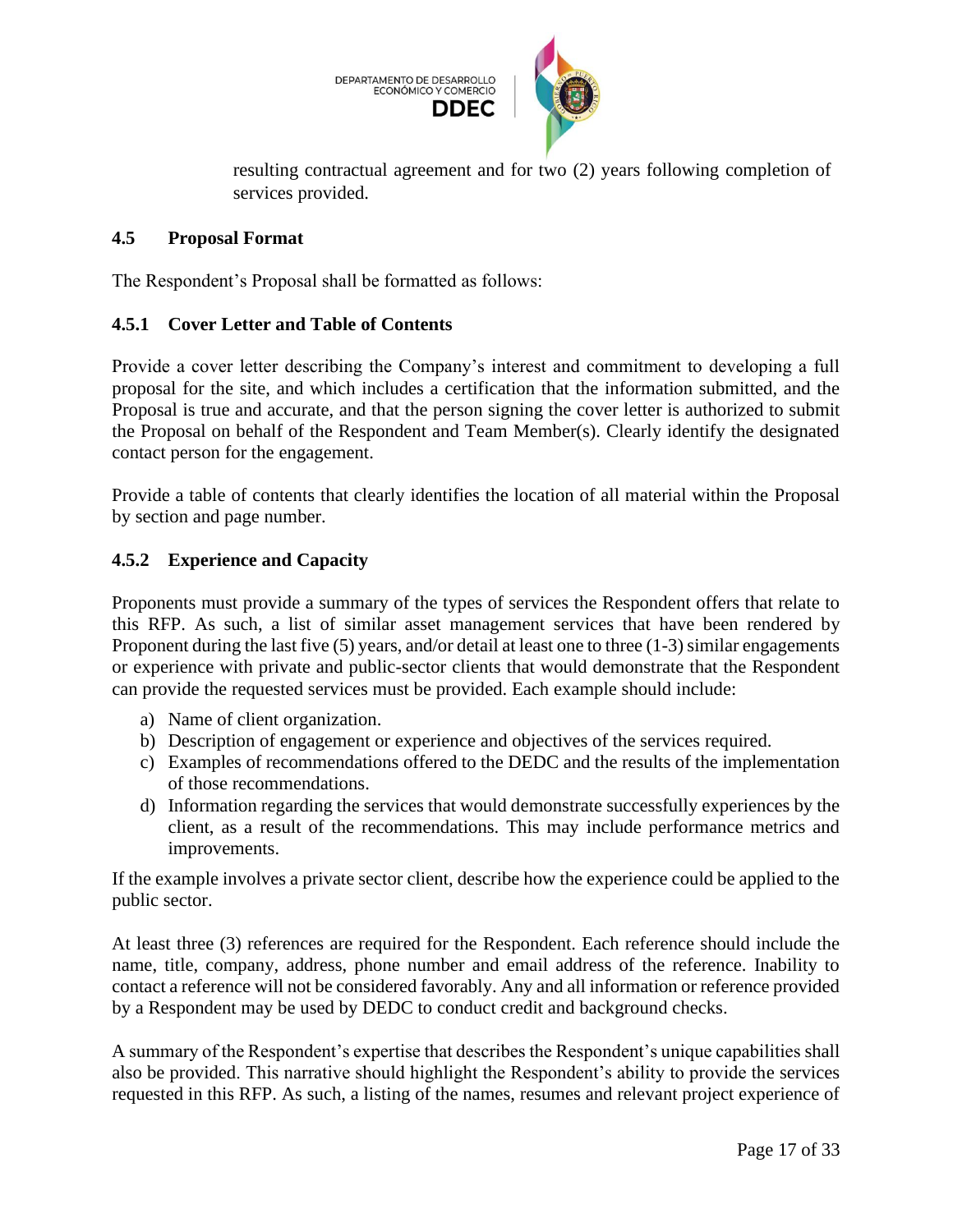resulting contractual agreement and for two (2) years following completion of services provided.

### 4.5 Proposal Format

The Respondent's Proposal shall be formatted as follows:

#### 4.5.1 Cover Letter and Table of Contents

Provide a cover letter describing the Company's interest and commitment to developing a full proposal for the site, and which includes a certification that the information submitted, and the Proposal is true and accurate, and that the person signing the cover letter is authorized to submit the Proposal on behalf of the Respondent and Team Member(s). Clearly identify the designated contact person for the engagement.

Provide a table of contents that clearly identifies the location of all material within the Proposal by section and page number.

#### 4.5.2 Experience and Capacity

Proponents must provide a summary of the types of services the Respondent offers that relate to this RFP. As such, a list of similar asset management services that have been rendered by Proponent during the last five (5) years, and/or detail at least one to three (1-3) similar engagements or experience with private and public-sector clients that would demonstrate that the Respondent can provide the requested services must be provided. Each example should include:

a) Name of client organization.
b) Description of engagement or experience and objectives of the services required.
c) Examples of recommendations offered to the DEDC and the results of the implementation of those recommendations.
d) Information regarding the services that would demonstrate successfully experiences by the client, as a result of the recommendations. This may include performance metrics and improvements.

If the example involves a private sector client, describe how the experience could be applied to the public sector.

At least three (3) references are required for the Respondent. Each reference should include the name, title, company, address, phone number and email address of the reference. Inability to contact a reference will not be considered favorably. Any and all information or reference provided by a Respondent may be used by DEDC to conduct credit and background checks.

A summary of the Respondent's expertise that describes the Respondent's unique capabilities shall also be provided. This narrative should highlight the Respondent's ability to provide the services requested in this RFP. As such, a listing of the names, resumes and relevant project experience of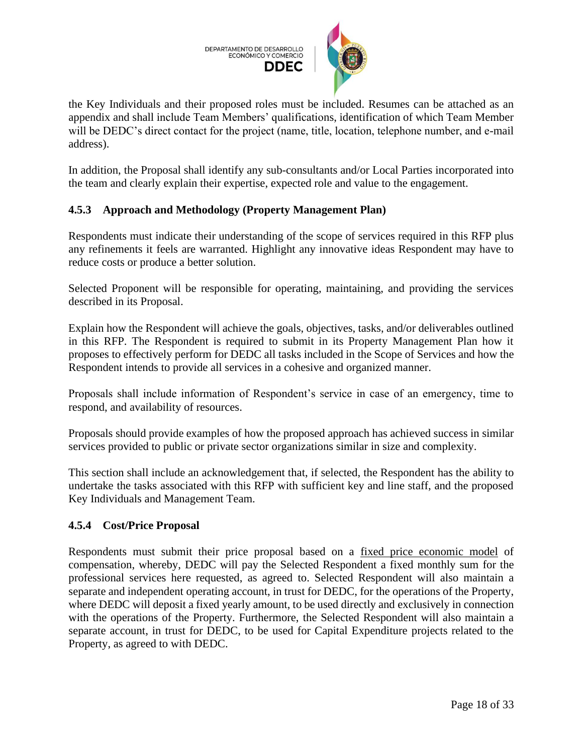the Key Individuals and their proposed roles must be included. Resumes can be attached as an appendix and shall include Team Members' qualifications, identification of which Team Member will be DEDC's direct contact for the project (name, title, location, telephone number, and e-mail address).

In addition, the Proposal shall identify any sub-consultants and/or Local Parties incorporated into the team and clearly explain their expertise, expected role and value to the engagement.

### 4.5.3 Approach and Methodology (Property Management Plan)

Respondents must indicate their understanding of the scope of services required in this RFP plus any refinements it feels are warranted. Highlight any innovative ideas Respondent may have to reduce costs or produce a better solution.

Selected Proponent will be responsible for operating, maintaining, and providing the services described in its Proposal.

Explain how the Respondent will achieve the goals, objectives, tasks, and/or deliverables outlined in this RFP. The Respondent is required to submit in its Property Management Plan how it proposes to effectively perform for DEDC all tasks included in the Scope of Services and how the Respondent intends to provide all services in a cohesive and organized manner.

Proposals shall include information of Respondent's service in case of an emergency, time to respond, and availability of resources.

Proposals should provide examples of how the proposed approach has achieved success in similar services provided to public or private sector organizations similar in size and complexity.

This section shall include an acknowledgement that, if selected, the Respondent has the ability to undertake the tasks associated with this RFP with sufficient key and line staff, and the proposed Key Individuals and Management Team.

### 4.5.4 Cost/Price Proposal

Respondents must submit their price proposal based on a <u>fixed price economic model</u> of compensation, whereby, DEDC will pay the Selected Respondent a fixed monthly sum for the professional services here requested, as agreed to. Selected Respondent will also maintain a separate and independent operating account, in trust for DEDC, for the operations of the Property, where DEDC will deposit a fixed yearly amount, to be used directly and exclusively in connection with the operations of the Property. Furthermore, the Selected Respondent will also maintain a separate account, in trust for DEDC, to be used for Capital Expenditure projects related to the Property, as agreed to with DEDC.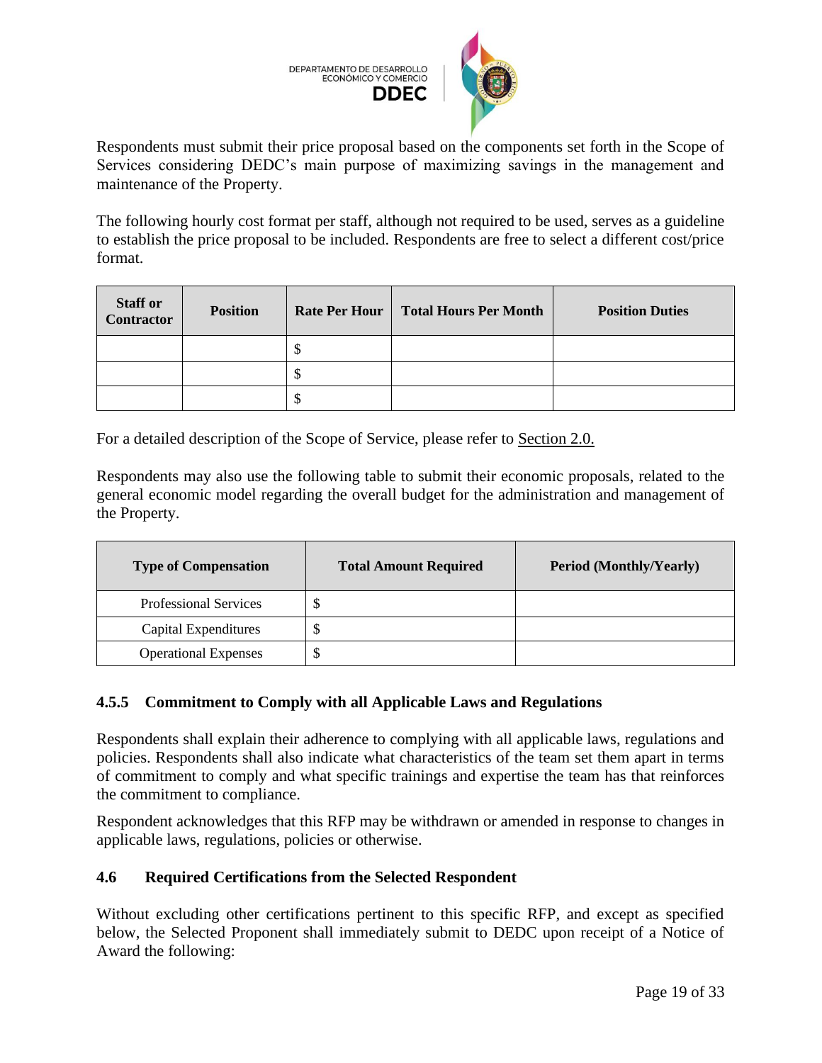Respondents must submit their price proposal based on the components set forth in the Scope of Services considering DEDC's main purpose of maximizing savings in the management and maintenance of the Property.

The following hourly cost format per staff, although not required to be used, serves as a guideline to establish the price proposal to be included. Respondents are free to select a different cost/price format.

| Staff or Contractor | Position | Rate Per Hour | Total Hours Per Month | Position Duties |
|---|---|---|---|---|
| | | $ | | |
| | | $ | | |
| | | $ | | |

For a detailed description of the Scope of Service, please refer to Section 2.0.

Respondents may also use the following table to submit their economic proposals, related to the general economic model regarding the overall budget for the administration and management of the Property.

| Type of Compensation | Total Amount Required | Period (Monthly/Yearly) |
|---|---|---|
| Professional Services | $ | |
| Capital Expenditures | $ | |
| Operational Expenses | $ | |

### 4.5.5 Commitment to Comply with all Applicable Laws and Regulations

Respondents shall explain their adherence to complying with all applicable laws, regulations and policies. Respondents shall also indicate what characteristics of the team set them apart in terms of commitment to comply and what specific trainings and expertise the team has that reinforces the commitment to compliance.

Respondent acknowledges that this RFP may be withdrawn or amended in response to changes in applicable laws, regulations, policies or otherwise.

## 4.6 Required Certifications from the Selected Respondent

Without excluding other certifications pertinent to this specific RFP, and except as specified below, the Selected Proponent shall immediately submit to DEDC upon receipt of a Notice of Award the following: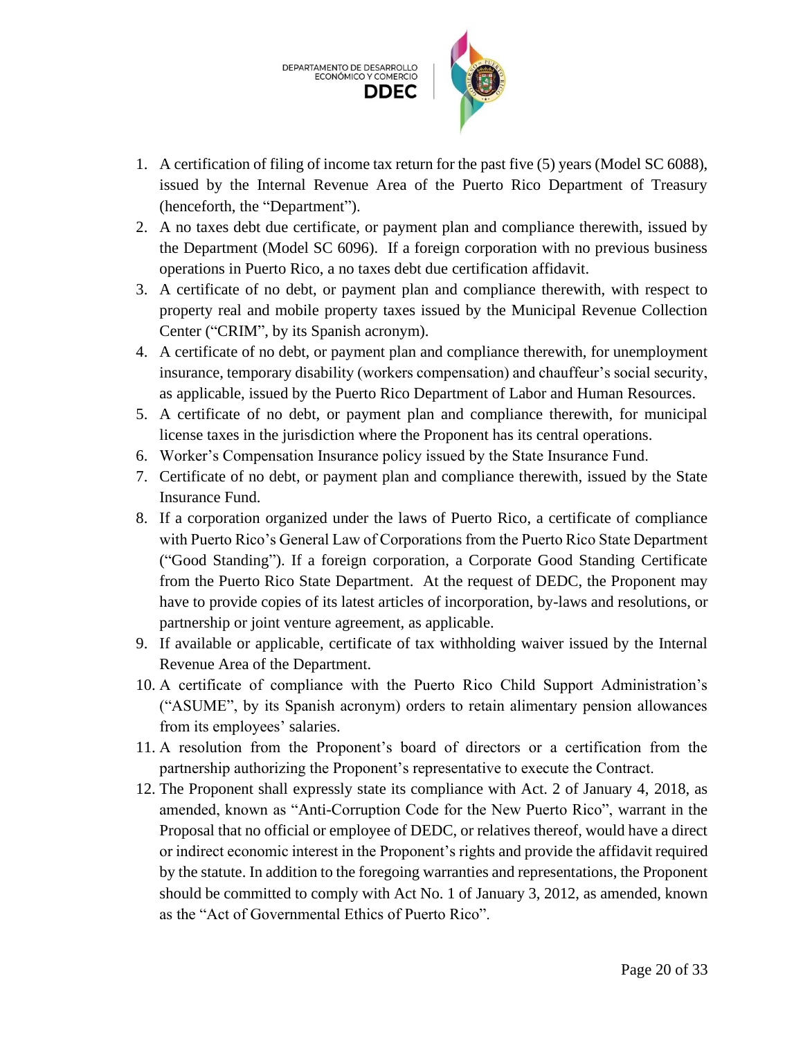1. A certification of filing of income tax return for the past five (5) years (Model SC 6088), issued by the Internal Revenue Area of the Puerto Rico Department of Treasury (henceforth, the "Department").
2. A no taxes debt due certificate, or payment plan and compliance therewith, issued by the Department (Model SC 6096). If a foreign corporation with no previous business operations in Puerto Rico, a no taxes debt due certification affidavit.
3. A certificate of no debt, or payment plan and compliance therewith, with respect to property real and mobile property taxes issued by the Municipal Revenue Collection Center ("CRIM", by its Spanish acronym).
4. A certificate of no debt, or payment plan and compliance therewith, for unemployment insurance, temporary disability (workers compensation) and chauffeur's social security, as applicable, issued by the Puerto Rico Department of Labor and Human Resources.
5. A certificate of no debt, or payment plan and compliance therewith, for municipal license taxes in the jurisdiction where the Proponent has its central operations.
6. Worker's Compensation Insurance policy issued by the State Insurance Fund.
7. Certificate of no debt, or payment plan and compliance therewith, issued by the State Insurance Fund.
8. If a corporation organized under the laws of Puerto Rico, a certificate of compliance with Puerto Rico's General Law of Corporations from the Puerto Rico State Department ("Good Standing"). If a foreign corporation, a Corporate Good Standing Certificate from the Puerto Rico State Department. At the request of DEDC, the Proponent may have to provide copies of its latest articles of incorporation, by-laws and resolutions, or partnership or joint venture agreement, as applicable.
9. If available or applicable, certificate of tax withholding waiver issued by the Internal Revenue Area of the Department.
10. A certificate of compliance with the Puerto Rico Child Support Administration's ("ASUME", by its Spanish acronym) orders to retain alimentary pension allowances from its employees' salaries.
11. A resolution from the Proponent's board of directors or a certification from the partnership authorizing the Proponent's representative to execute the Contract.
12. The Proponent shall expressly state its compliance with Act. 2 of January 4, 2018, as amended, known as "Anti-Corruption Code for the New Puerto Rico", warrant in the Proposal that no official or employee of DEDC, or relatives thereof, would have a direct or indirect economic interest in the Proponent's rights and provide the affidavit required by the statute. In addition to the foregoing warranties and representations, the Proponent should be committed to comply with Act No. 1 of January 3, 2012, as amended, known as the "Act of Governmental Ethics of Puerto Rico".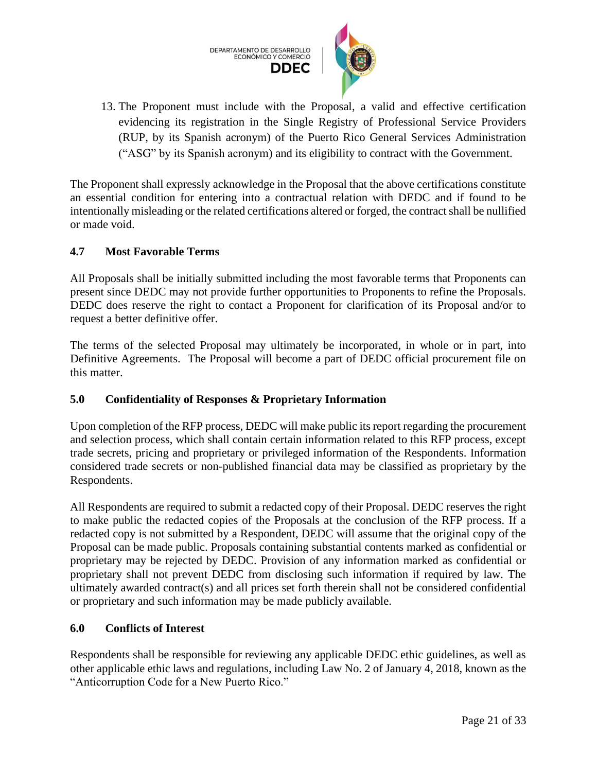13. The Proponent must include with the Proposal, a valid and effective certification evidencing its registration in the Single Registry of Professional Service Providers (RUP, by its Spanish acronym) of the Puerto Rico General Services Administration ("ASG" by its Spanish acronym) and its eligibility to contract with the Government.

The Proponent shall expressly acknowledge in the Proposal that the above certifications constitute an essential condition for entering into a contractual relation with DEDC and if found to be intentionally misleading or the related certifications altered or forged, the contract shall be nullified or made void.

### 4.7 Most Favorable Terms

All Proposals shall be initially submitted including the most favorable terms that Proponents can present since DEDC may not provide further opportunities to Proponents to refine the Proposals. DEDC does reserve the right to contact a Proponent for clarification of its Proposal and/or to request a better definitive offer.

The terms of the selected Proposal may ultimately be incorporated, in whole or in part, into Definitive Agreements. The Proposal will become a part of DEDC official procurement file on this matter.

## 5.0 Confidentiality of Responses & Proprietary Information

Upon completion of the RFP process, DEDC will make public its report regarding the procurement and selection process, which shall contain certain information related to this RFP process, except trade secrets, pricing and proprietary or privileged information of the Respondents. Information considered trade secrets or non-published financial data may be classified as proprietary by the Respondents.

All Respondents are required to submit a redacted copy of their Proposal. DEDC reserves the right to make public the redacted copies of the Proposals at the conclusion of the RFP process. If a redacted copy is not submitted by a Respondent, DEDC will assume that the original copy of the Proposal can be made public. Proposals containing substantial contents marked as confidential or proprietary may be rejected by DEDC. Provision of any information marked as confidential or proprietary shall not prevent DEDC from disclosing such information if required by law. The ultimately awarded contract(s) and all prices set forth therein shall not be considered confidential or proprietary and such information may be made publicly available.

## 6.0 Conflicts of Interest

Respondents shall be responsible for reviewing any applicable DEDC ethic guidelines, as well as other applicable ethic laws and regulations, including Law No. 2 of January 4, 2018, known as the "Anticorruption Code for a New Puerto Rico."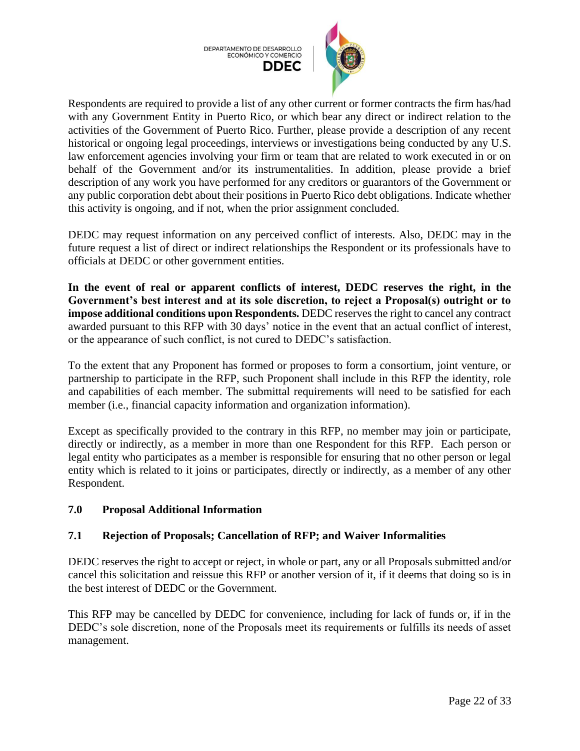Respondents are required to provide a list of any other current or former contracts the firm has/had with any Government Entity in Puerto Rico, or which bear any direct or indirect relation to the activities of the Government of Puerto Rico. Further, please provide a description of any recent historical or ongoing legal proceedings, interviews or investigations being conducted by any U.S. law enforcement agencies involving your firm or team that are related to work executed in or on behalf of the Government and/or its instrumentalities. In addition, please provide a brief description of any work you have performed for any creditors or guarantors of the Government or any public corporation debt about their positions in Puerto Rico debt obligations. Indicate whether this activity is ongoing, and if not, when the prior assignment concluded.

DEDC may request information on any perceived conflict of interests. Also, DEDC may in the future request a list of direct or indirect relationships the Respondent or its professionals have to officials at DEDC or other government entities.

**In the event of real or apparent conflicts of interest, DEDC reserves the right, in the Government's best interest and at its sole discretion, to reject a Proposal(s) outright or to impose additional conditions upon Respondents.** DEDC reserves the right to cancel any contract awarded pursuant to this RFP with 30 days' notice in the event that an actual conflict of interest, or the appearance of such conflict, is not cured to DEDC's satisfaction.

To the extent that any Proponent has formed or proposes to form a consortium, joint venture, or partnership to participate in the RFP, such Proponent shall include in this RFP the identity, role and capabilities of each member. The submittal requirements will need to be satisfied for each member (i.e., financial capacity information and organization information).

Except as specifically provided to the contrary in this RFP, no member may join or participate, directly or indirectly, as a member in more than one Respondent for this RFP. Each person or legal entity who participates as a member is responsible for ensuring that no other person or legal entity which is related to it joins or participates, directly or indirectly, as a member of any other Respondent.

## 7.0 Proposal Additional Information

### 7.1 Rejection of Proposals; Cancellation of RFP; and Waiver Informalities

DEDC reserves the right to accept or reject, in whole or part, any or all Proposals submitted and/or cancel this solicitation and reissue this RFP or another version of it, if it deems that doing so is in the best interest of DEDC or the Government.

This RFP may be cancelled by DEDC for convenience, including for lack of funds or, if in the DEDC's sole discretion, none of the Proposals meet its requirements or fulfills its needs of asset management.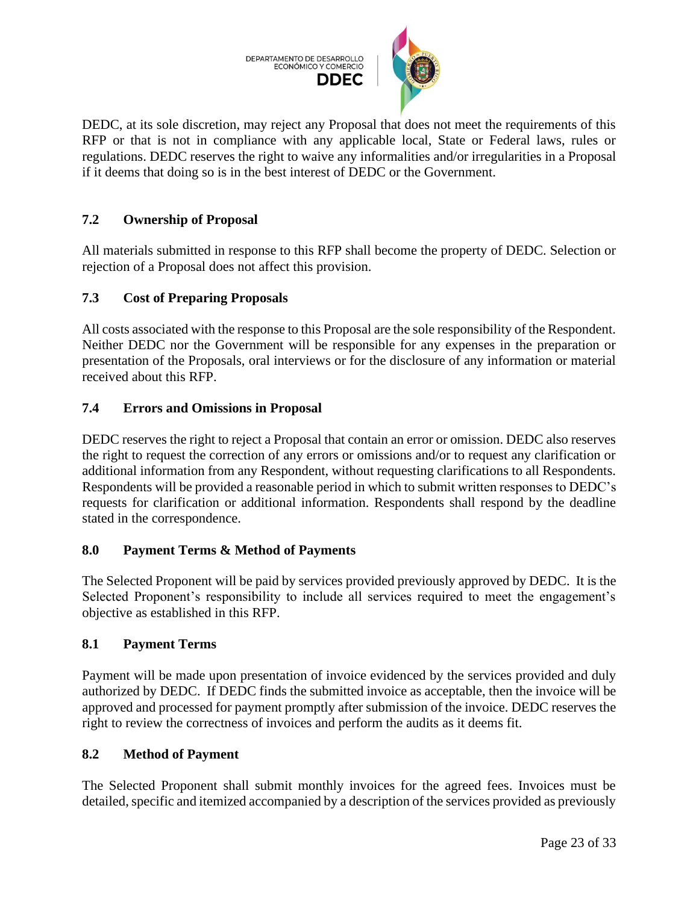DEDC, at its sole discretion, may reject any Proposal that does not meet the requirements of this RFP or that is not in compliance with any applicable local, State or Federal laws, rules or regulations. DEDC reserves the right to waive any informalities and/or irregularities in a Proposal if it deems that doing so is in the best interest of DEDC or the Government.

### 7.2 Ownership of Proposal

All materials submitted in response to this RFP shall become the property of DEDC. Selection or rejection of a Proposal does not affect this provision.

### 7.3 Cost of Preparing Proposals

All costs associated with the response to this Proposal are the sole responsibility of the Respondent. Neither DEDC nor the Government will be responsible for any expenses in the preparation or presentation of the Proposals, oral interviews or for the disclosure of any information or material received about this RFP.

### 7.4 Errors and Omissions in Proposal

DEDC reserves the right to reject a Proposal that contain an error or omission. DEDC also reserves the right to request the correction of any errors or omissions and/or to request any clarification or additional information from any Respondent, without requesting clarifications to all Respondents. Respondents will be provided a reasonable period in which to submit written responses to DEDC's requests for clarification or additional information. Respondents shall respond by the deadline stated in the correspondence.

## 8.0 Payment Terms & Method of Payments

The Selected Proponent will be paid by services provided previously approved by DEDC. It is the Selected Proponent's responsibility to include all services required to meet the engagement's objective as established in this RFP.

### 8.1 Payment Terms

Payment will be made upon presentation of invoice evidenced by the services provided and duly authorized by DEDC. If DEDC finds the submitted invoice as acceptable, then the invoice will be approved and processed for payment promptly after submission of the invoice. DEDC reserves the right to review the correctness of invoices and perform the audits as it deems fit.

### 8.2 Method of Payment

The Selected Proponent shall submit monthly invoices for the agreed fees. Invoices must be detailed, specific and itemized accompanied by a description of the services provided as previously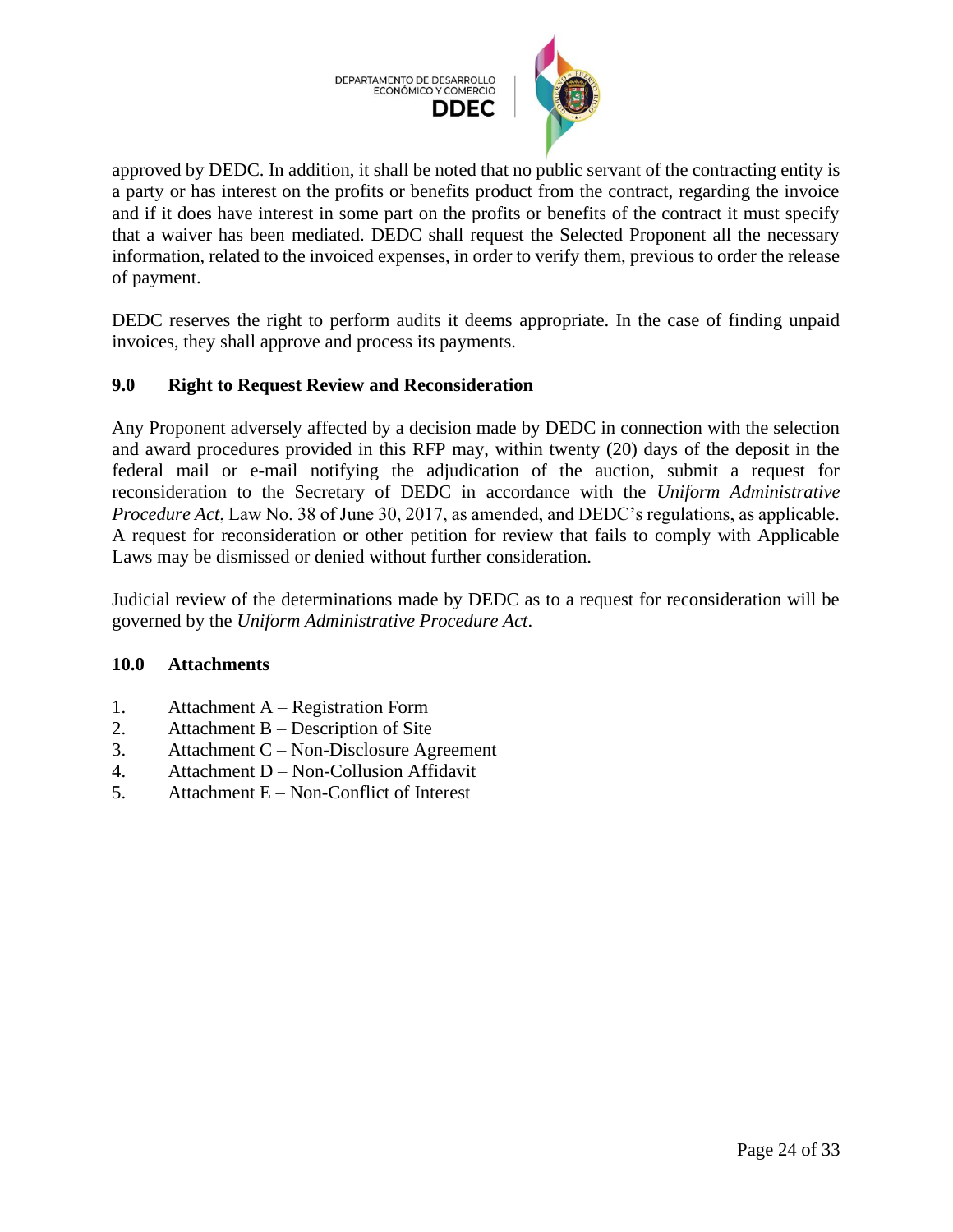approved by DEDC. In addition, it shall be noted that no public servant of the contracting entity is a party or has interest on the profits or benefits product from the contract, regarding the invoice and if it does have interest in some part on the profits or benefits of the contract it must specify that a waiver has been mediated. DEDC shall request the Selected Proponent all the necessary information, related to the invoiced expenses, in order to verify them, previous to order the release of payment.

DEDC reserves the right to perform audits it deems appropriate. In the case of finding unpaid invoices, they shall approve and process its payments.

## 9.0 Right to Request Review and Reconsideration

Any Proponent adversely affected by a decision made by DEDC in connection with the selection and award procedures provided in this RFP may, within twenty (20) days of the deposit in the federal mail or e-mail notifying the adjudication of the auction, submit a request for reconsideration to the Secretary of DEDC in accordance with the *Uniform Administrative Procedure Act*, Law No. 38 of June 30, 2017, as amended, and DEDC's regulations, as applicable. A request for reconsideration or other petition for review that fails to comply with Applicable Laws may be dismissed or denied without further consideration.

Judicial review of the determinations made by DEDC as to a request for reconsideration will be governed by the *Uniform Administrative Procedure Act*.

## 10.0 Attachments

1. Attachment A – Registration Form
2. Attachment B – Description of Site
3. Attachment C – Non-Disclosure Agreement
4. Attachment D – Non-Collusion Affidavit
5. Attachment E – Non-Conflict of Interest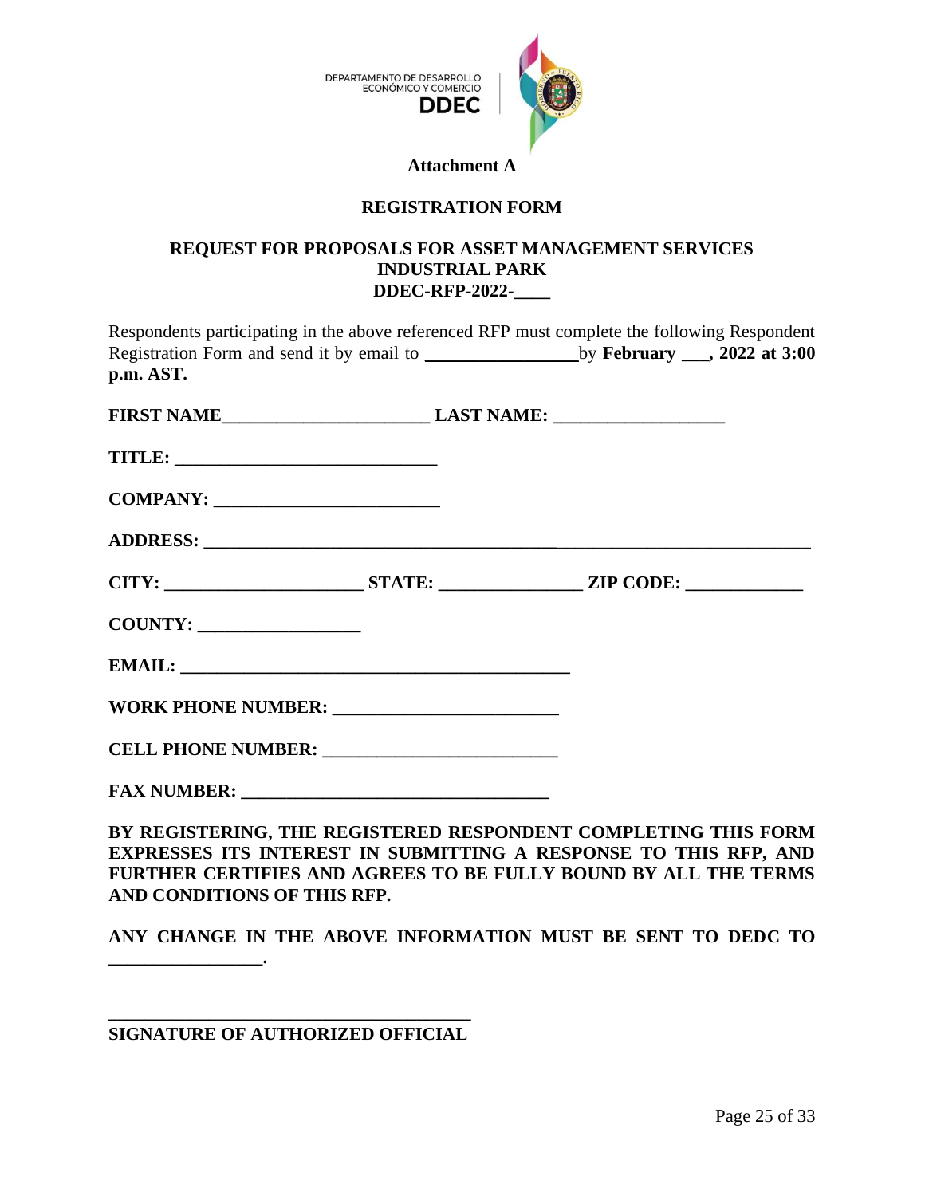DEPARTAMENTO DE DESARROLLO ECONÓMICO Y COMERCIO
**DDEC**

**Attachment A**

**REGISTRATION FORM**

**REQUEST FOR PROPOSALS FOR ASSET MANAGEMENT SERVICES**
**INDUSTRIAL PARK**
**DDEC-RFP-2022-____**

Respondents participating in the above referenced RFP must complete the following Respondent Registration Form and send it by email to ________________by **February ___, 2022 at 3:00 p.m. AST.**

**FIRST NAME______________________ LAST NAME: __________________**

**TITLE: ____________________________**

**COMPANY: _______________________**

**ADDRESS: __________________________________________________________________**

**CITY: _____________________ STATE: _______________ ZIP CODE: ____________**

**COUNTY: _________________**

**EMAIL: __________________________________________**

**WORK PHONE NUMBER: ________________________**

**CELL PHONE NUMBER: _________________________**

**FAX NUMBER: _________________________________**

**BY REGISTERING, THE REGISTERED RESPONDENT COMPLETING THIS FORM EXPRESSES ITS INTEREST IN SUBMITTING A RESPONSE TO THIS RFP, AND FURTHER CERTIFIES AND AGREES TO BE FULLY BOUND BY ALL THE TERMS AND CONDITIONS OF THIS RFP.**

**ANY CHANGE IN THE ABOVE INFORMATION MUST BE SENT TO DEDC TO ________________.**

**_______________________________________**
**SIGNATURE OF AUTHORIZED OFFICIAL**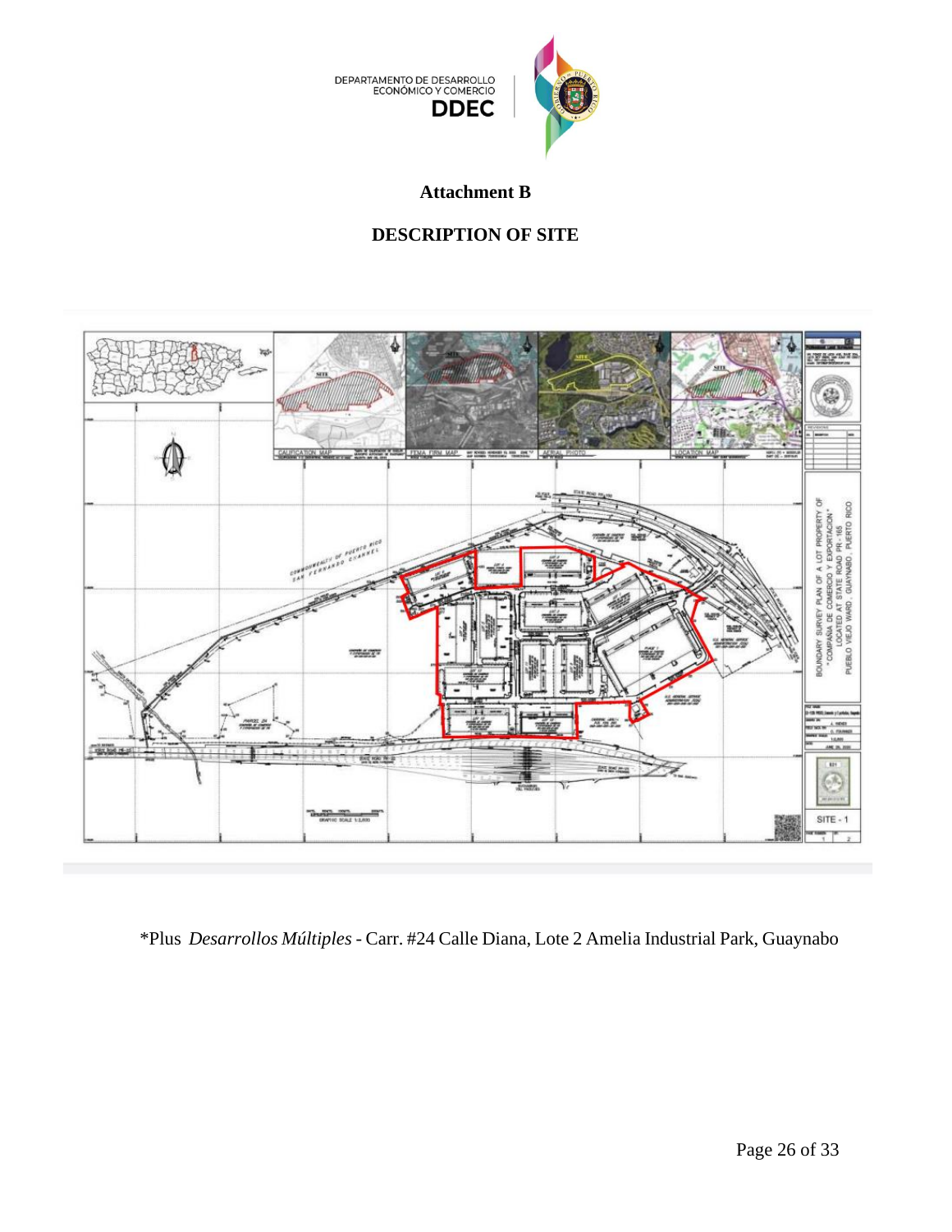# Attachment B

## DESCRIPTION OF SITE

*Plus *Desarrollos Múltiples* - Carr. #24 Calle Diana, Lote 2 Amelia Industrial Park, Guaynabo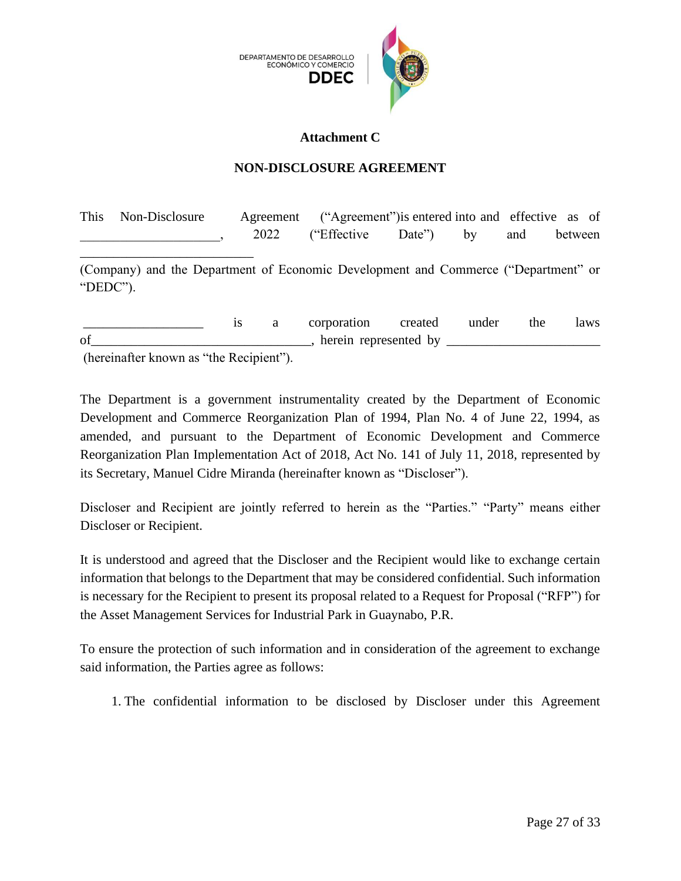DEPARTAMENTO DE DESARROLLO ECONÓMICO Y COMERCIO
**DDEC**

**Attachment C**

**NON-DISCLOSURE AGREEMENT**

This Non-Disclosure Agreement ("Agreement")is entered into and effective as of ____________________, 2022 ("Effective Date") by and between ________________________

(Company) and the Department of Economic Development and Commerce ("Department" or "DEDC").

_________________ is a corporation created under the laws of_______________________________, herein represented by ______________________ (hereinafter known as "the Recipient").

The Department is a government instrumentality created by the Department of Economic Development and Commerce Reorganization Plan of 1994, Plan No. 4 of June 22, 1994, as amended, and pursuant to the Department of Economic Development and Commerce Reorganization Plan Implementation Act of 2018, Act No. 141 of July 11, 2018, represented by its Secretary, Manuel Cidre Miranda (hereinafter known as "Discloser").

Discloser and Recipient are jointly referred to herein as the "Parties." "Party" means either Discloser or Recipient.

It is understood and agreed that the Discloser and the Recipient would like to exchange certain information that belongs to the Department that may be considered confidential. Such information is necessary for the Recipient to present its proposal related to a Request for Proposal ("RFP") for the Asset Management Services for Industrial Park in Guaynabo, P.R.

To ensure the protection of such information and in consideration of the agreement to exchange said information, the Parties agree as follows:

1. The confidential information to be disclosed by Discloser under this Agreement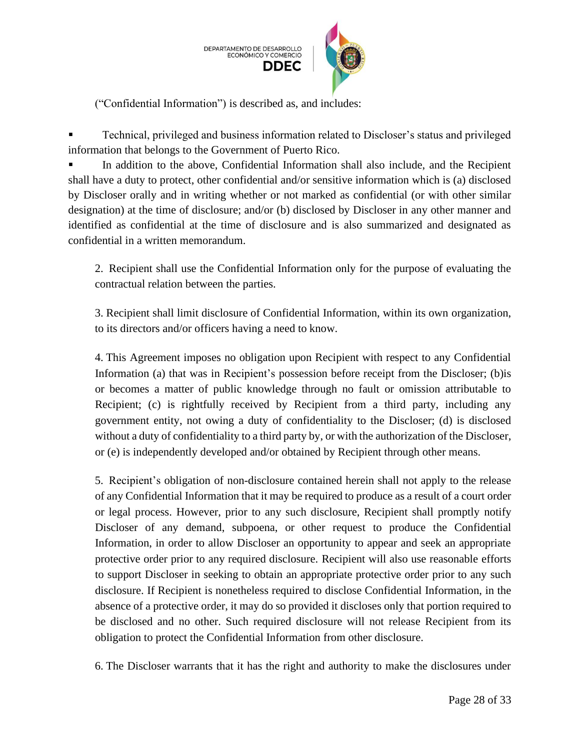("Confidential Information") is described as, and includes:

- Technical, privileged and business information related to Discloser's status and privileged information that belongs to the Government of Puerto Rico.
- In addition to the above, Confidential Information shall also include, and the Recipient shall have a duty to protect, other confidential and/or sensitive information which is (a) disclosed by Discloser orally and in writing whether or not marked as confidential (or with other similar designation) at the time of disclosure; and/or (b) disclosed by Discloser in any other manner and identified as confidential at the time of disclosure and is also summarized and designated as confidential in a written memorandum.

2. Recipient shall use the Confidential Information only for the purpose of evaluating the contractual relation between the parties.

3. Recipient shall limit disclosure of Confidential Information, within its own organization, to its directors and/or officers having a need to know.

4. This Agreement imposes no obligation upon Recipient with respect to any Confidential Information (a) that was in Recipient's possession before receipt from the Discloser; (b)is or becomes a matter of public knowledge through no fault or omission attributable to Recipient; (c) is rightfully received by Recipient from a third party, including any government entity, not owing a duty of confidentiality to the Discloser; (d) is disclosed without a duty of confidentiality to a third party by, or with the authorization of the Discloser, or (e) is independently developed and/or obtained by Recipient through other means.

5. Recipient's obligation of non-disclosure contained herein shall not apply to the release of any Confidential Information that it may be required to produce as a result of a court order or legal process. However, prior to any such disclosure, Recipient shall promptly notify Discloser of any demand, subpoena, or other request to produce the Confidential Information, in order to allow Discloser an opportunity to appear and seek an appropriate protective order prior to any required disclosure. Recipient will also use reasonable efforts to support Discloser in seeking to obtain an appropriate protective order prior to any such disclosure. If Recipient is nonetheless required to disclose Confidential Information, in the absence of a protective order, it may do so provided it discloses only that portion required to be disclosed and no other. Such required disclosure will not release Recipient from its obligation to protect the Confidential Information from other disclosure.

6. The Discloser warrants that it has the right and authority to make the disclosures under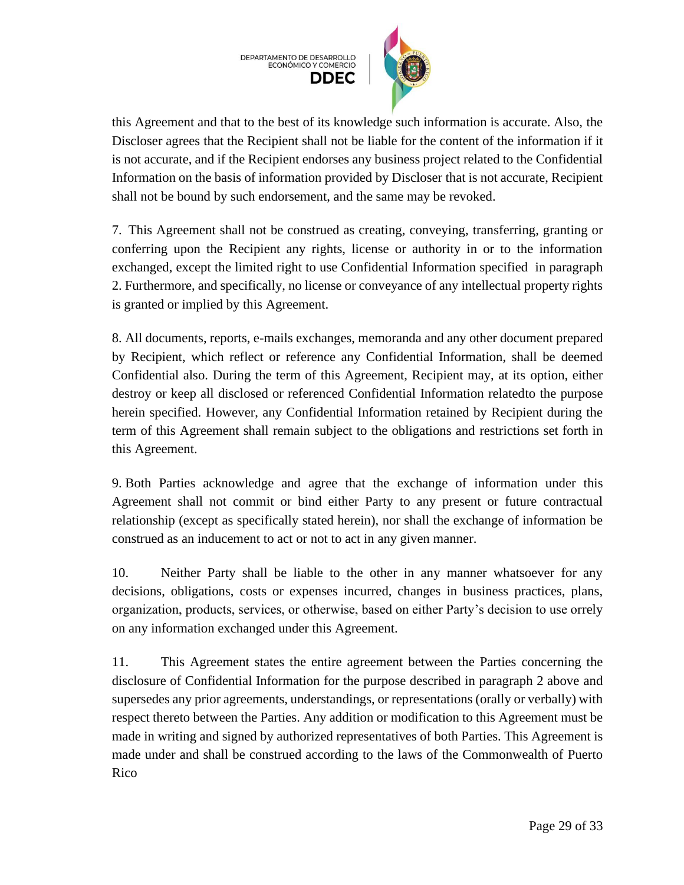this Agreement and that to the best of its knowledge such information is accurate. Also, the Discloser agrees that the Recipient shall not be liable for the content of the information if it is not accurate, and if the Recipient endorses any business project related to the Confidential Information on the basis of information provided by Discloser that is not accurate, Recipient shall not be bound by such endorsement, and the same may be revoked.

7. This Agreement shall not be construed as creating, conveying, transferring, granting or conferring upon the Recipient any rights, license or authority in or to the information exchanged, except the limited right to use Confidential Information specified in paragraph 2. Furthermore, and specifically, no license or conveyance of any intellectual property rights is granted or implied by this Agreement.

8. All documents, reports, e-mails exchanges, memoranda and any other document prepared by Recipient, which reflect or reference any Confidential Information, shall be deemed Confidential also. During the term of this Agreement, Recipient may, at its option, either destroy or keep all disclosed or referenced Confidential Information relatedto the purpose herein specified. However, any Confidential Information retained by Recipient during the term of this Agreement shall remain subject to the obligations and restrictions set forth in this Agreement.

9. Both Parties acknowledge and agree that the exchange of information under this Agreement shall not commit or bind either Party to any present or future contractual relationship (except as specifically stated herein), nor shall the exchange of information be construed as an inducement to act or not to act in any given manner.

10. Neither Party shall be liable to the other in any manner whatsoever for any decisions, obligations, costs or expenses incurred, changes in business practices, plans, organization, products, services, or otherwise, based on either Party's decision to use orrely on any information exchanged under this Agreement.

11. This Agreement states the entire agreement between the Parties concerning the disclosure of Confidential Information for the purpose described in paragraph 2 above and supersedes any prior agreements, understandings, or representations (orally or verbally) with respect thereto between the Parties. Any addition or modification to this Agreement must be made in writing and signed by authorized representatives of both Parties. This Agreement is made under and shall be construed according to the laws of the Commonwealth of Puerto Rico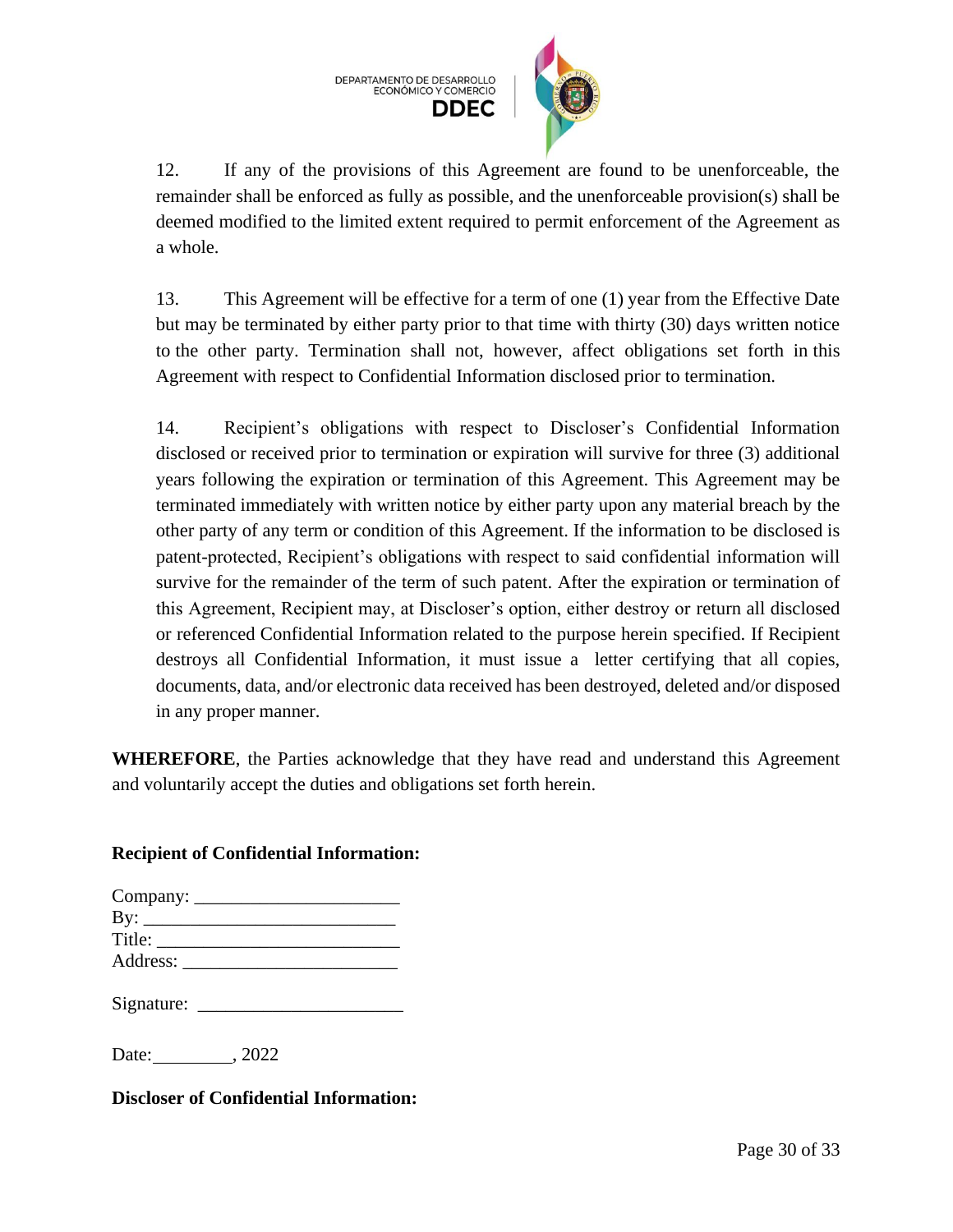12. If any of the provisions of this Agreement are found to be unenforceable, the remainder shall be enforced as fully as possible, and the unenforceable provision(s) shall be deemed modified to the limited extent required to permit enforcement of the Agreement as a whole.

13. This Agreement will be effective for a term of one (1) year from the Effective Date but may be terminated by either party prior to that time with thirty (30) days written notice to the other party. Termination shall not, however, affect obligations set forth in this Agreement with respect to Confidential Information disclosed prior to termination.

14. Recipient's obligations with respect to Discloser's Confidential Information disclosed or received prior to termination or expiration will survive for three (3) additional years following the expiration or termination of this Agreement. This Agreement may be terminated immediately with written notice by either party upon any material breach by the other party of any term or condition of this Agreement. If the information to be disclosed is patent-protected, Recipient's obligations with respect to said confidential information will survive for the remainder of the term of such patent. After the expiration or termination of this Agreement, Recipient may, at Discloser's option, either destroy or return all disclosed or referenced Confidential Information related to the purpose herein specified. If Recipient destroys all Confidential Information, it must issue a letter certifying that all copies, documents, data, and/or electronic data received has been destroyed, deleted and/or disposed in any proper manner.

**WHEREFORE**, the Parties acknowledge that they have read and understand this Agreement and voluntarily accept the duties and obligations set forth herein.

**Recipient of Confidential Information:**

Company: ______________________
By: __________________________
Title: _________________________
Address: ______________________

Signature: ______________________

Date:_________, 2022

**Discloser of Confidential Information:**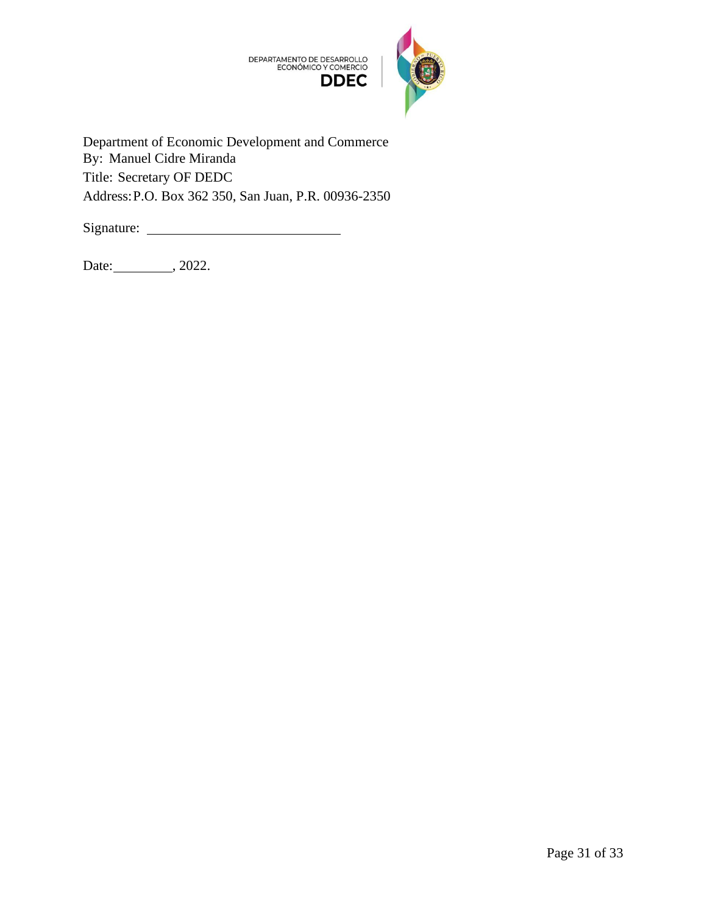DEPARTAMENTO DE DESARROLLO ECONÓMICO Y COMERCIO
**DDEC**

Department of Economic Development and Commerce
By: Manuel Cidre Miranda
Title: Secretary OF DEDC
Address: P.O. Box 362 350, San Juan, P.R. 00936-2350

Signature: ____________________________

Date: _________, 2022.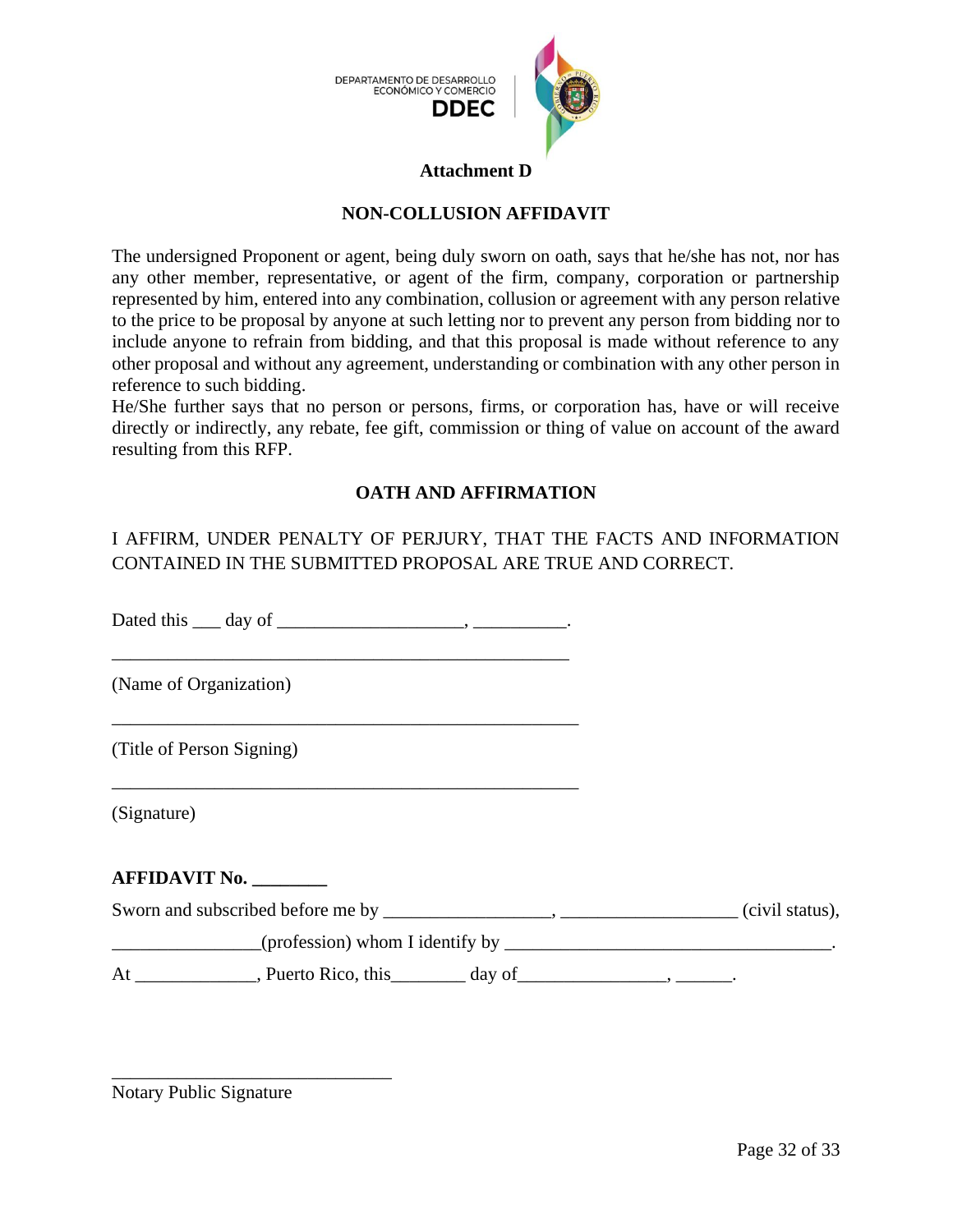DEPARTAMENTO DE DESARROLLO ECONÓMICO Y COMERCIO
DDEC

**Attachment D**

## NON-COLLUSION AFFIDAVIT

The undersigned Proponent or agent, being duly sworn on oath, says that he/she has not, nor has any other member, representative, or agent of the firm, company, corporation or partnership represented by him, entered into any combination, collusion or agreement with any person relative to the price to be proposal by anyone at such letting nor to prevent any person from bidding nor to include anyone to refrain from bidding, and that this proposal is made without reference to any other proposal and without any agreement, understanding or combination with any other person in reference to such bidding.
He/She further says that no person or persons, firms, or corporation has, have or will receive directly or indirectly, any rebate, fee gift, commission or thing of value on account of the award resulting from this RFP.

## OATH AND AFFIRMATION

I AFFIRM, UNDER PENALTY OF PERJURY, THAT THE FACTS AND INFORMATION CONTAINED IN THE SUBMITTED PROPOSAL ARE TRUE AND CORRECT.

Dated this ___ day of ____________________, __________.

___________________________________________________

(Name of Organization)

___________________________________________________

(Title of Person Signing)

___________________________________________________

(Signature)

**AFFIDAVIT No. ________**

Sworn and subscribed before me by __________________, ___________________ (civil status),

________________(profession) whom I identify by ____________________________________.

At _____________, Puerto Rico, this________ day of________________, ______.

_______________________________

Notary Public Signature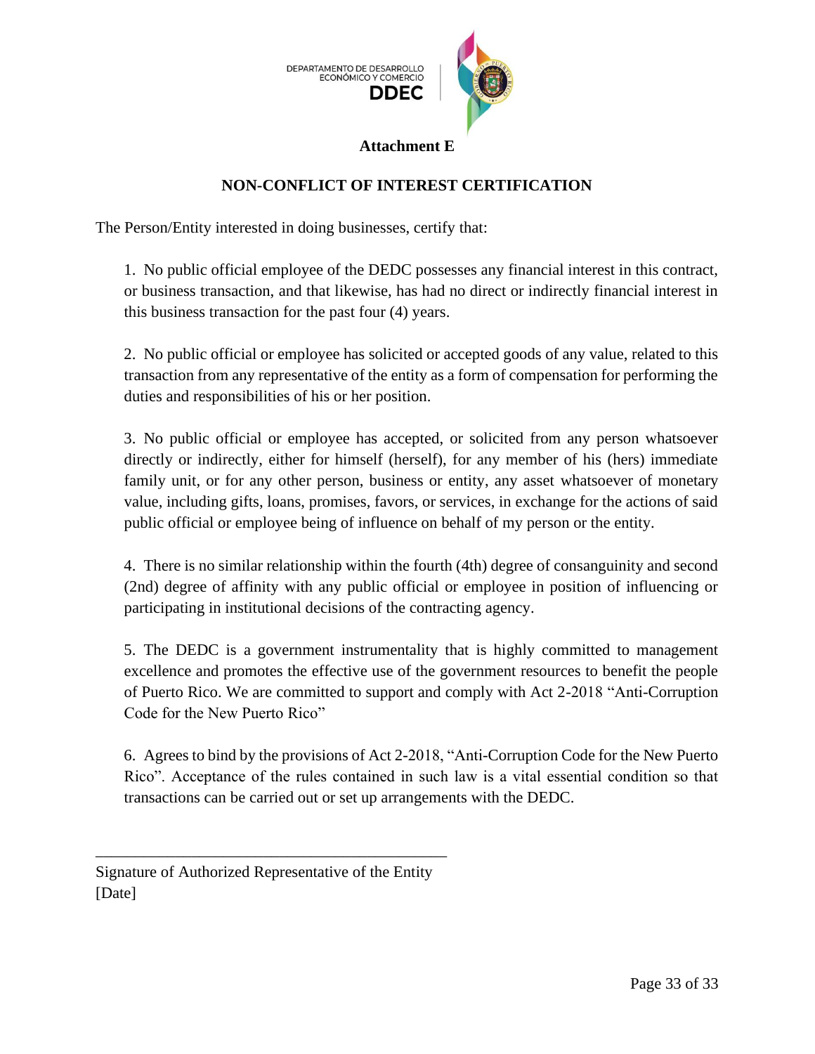DEPARTAMENTO DE DESARROLLO ECONÓMICO Y COMERCIO
DDEC

**Attachment E**

## NON-CONFLICT OF INTEREST CERTIFICATION

The Person/Entity interested in doing businesses, certify that:

1. No public official employee of the DEDC possesses any financial interest in this contract, or business transaction, and that likewise, has had no direct or indirectly financial interest in this business transaction for the past four (4) years.

2. No public official or employee has solicited or accepted goods of any value, related to this transaction from any representative of the entity as a form of compensation for performing the duties and responsibilities of his or her position.

3. No public official or employee has accepted, or solicited from any person whatsoever directly or indirectly, either for himself (herself), for any member of his (hers) immediate family unit, or for any other person, business or entity, any asset whatsoever of monetary value, including gifts, loans, promises, favors, or services, in exchange for the actions of said public official or employee being of influence on behalf of my person or the entity.

4. There is no similar relationship within the fourth (4th) degree of consanguinity and second (2nd) degree of affinity with any public official or employee in position of influencing or participating in institutional decisions of the contracting agency.

5. The DEDC is a government instrumentality that is highly committed to management excellence and promotes the effective use of the government resources to benefit the people of Puerto Rico. We are committed to support and comply with Act 2-2018 "Anti-Corruption Code for the New Puerto Rico"

6. Agrees to bind by the provisions of Act 2-2018, "Anti-Corruption Code for the New Puerto Rico". Acceptance of the rules contained in such law is a vital essential condition so that transactions can be carried out or set up arrangements with the DEDC.

_____________________________________________

Signature of Authorized Representative of the Entity
[Date]